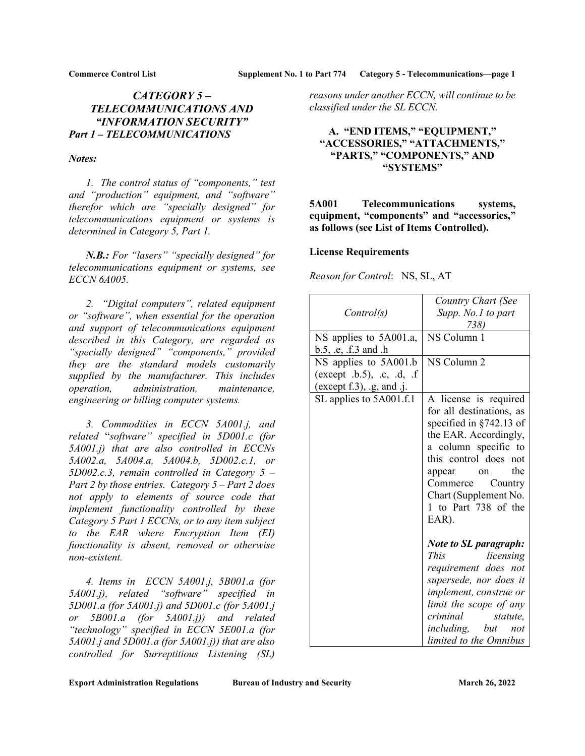## *CATEGORY 5 – TELECOMMUNICATIONS AND "INFORMATION SECURITY"*

### *Part 1 – TELECOMMUNICATIONS*

*Notes:*

*1. The control status of "components," test and "production" equipment, and "software" therefor which are "specially designed" for telecommunications equipment or systems is determined in Category 5, Part 1.*

***N.B.:** For "lasers" "specially designed" for telecommunications equipment or systems, see ECCN 6A005.*

*2. "Digital computers", related equipment or "software", when essential for the operation and support of telecommunications equipment described in this Category, are regarded as "specially designed" "components," provided they are the standard models customarily supplied by the manufacturer. This includes operation, administration, maintenance, engineering or billing computer systems.*

*3. Commodities in ECCN 5A001.j, and related "software" specified in 5D001.c (for 5A001.j) that are also controlled in ECCNs 5A002.a, 5A004.a, 5A004.b, 5D002.c.1, or 5D002.c.3, remain controlled in Category 5 – Part 2 by those entries. Category 5 – Part 2 does not apply to elements of source code that implement functionality controlled by these Category 5 Part 1 ECCNs, or to any item subject to the EAR where Encryption Item (EI) functionality is absent, removed or otherwise non-existent.*

*4. Items in ECCN 5A001.j, 5B001.a (for 5A001.j), related "software" specified in 5D001.a (for 5A001.j) and 5D001.c (for 5A001.j or 5B001.a (for 5A001.j)) and related "technology" specified in ECCN 5E001.a (for 5A001.j and 5D001.a (for 5A001.j)) that are also controlled for Surreptitious Listening (SL) reasons under another ECCN, will continue to be classified under the SL ECCN.*

## A. "END ITEMS," "EQUIPMENT," "ACCESSORIES," "ATTACHMENTS," "PARTS," "COMPONENTS," AND "SYSTEMS"

**5A001 Telecommunications systems, equipment, "components" and "accessories," as follows (see List of Items Controlled).**

**License Requirements**

*Reason for Control*: NS, SL, AT

| *Control(s)* | *Country Chart (See Supp. No.1 to part 738)* |
|---|---|
| NS applies to 5A001.a, b.5, .e, .f.3 and .h | NS Column 1 |
| NS applies to 5A001.b (except .b.5), .c, .d, .f (except f.3), .g, and .j. | NS Column 2 |
| SL applies to 5A001.f.1 | A license is required for all destinations, as specified in §742.13 of the EAR. Accordingly, a column specific to this control does not appear on the Commerce Country Chart (Supplement No. 1 to Part 738 of the EAR). ***Note to SL paragraph:*** *This licensing requirement does not supersede, nor does it implement, construe or limit the scope of any criminal statute, including, but not limited to the Omnibus* |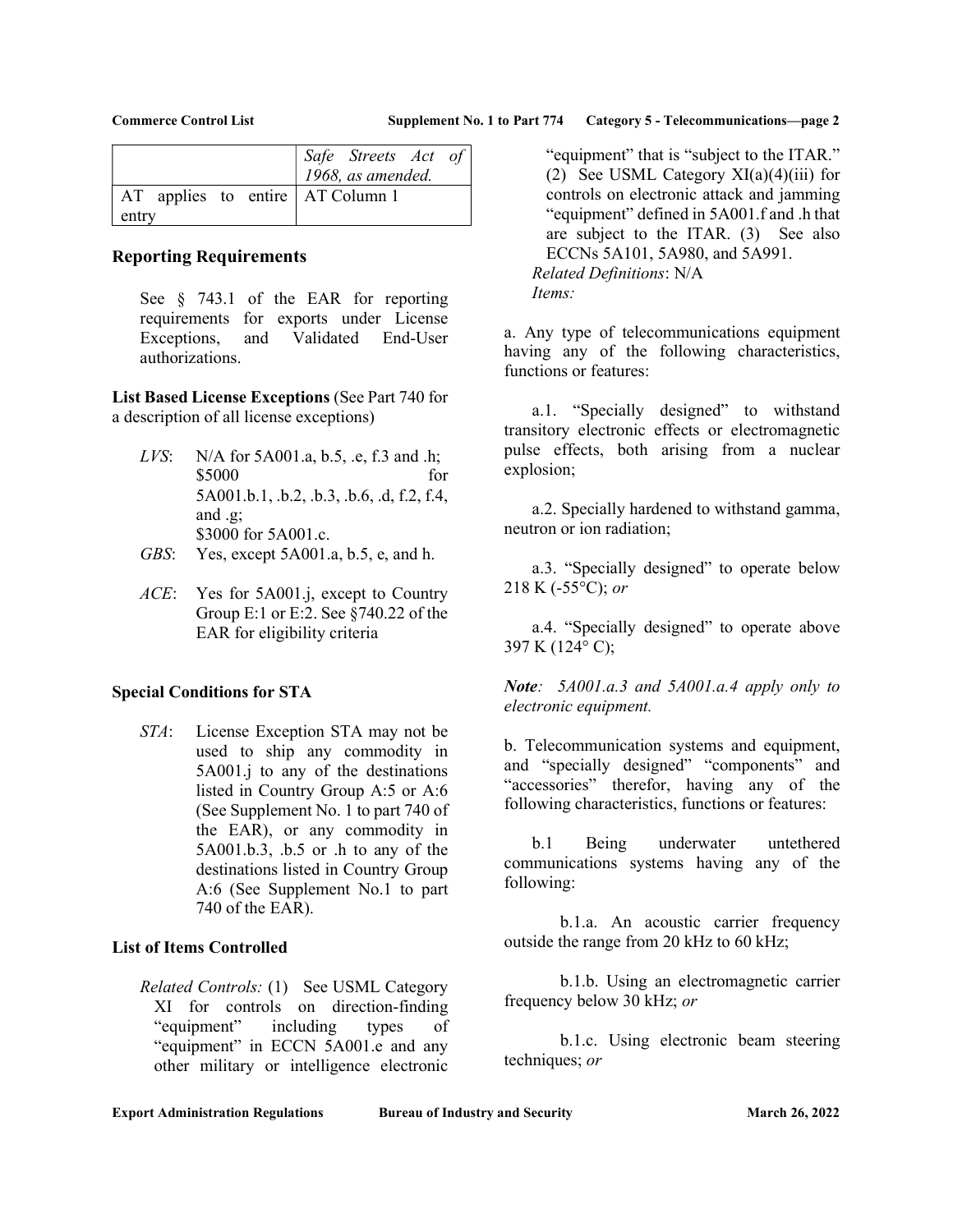| | Safe Streets Act of 1968, as amended. |
|---|---|
| AT applies to entire entry | AT Column 1 |

## Reporting Requirements

See § 743.1 of the EAR for reporting requirements for exports under License Exceptions, and Validated End-User authorizations.

**List Based License Exceptions** (See Part 740 for a description of all license exceptions)

*LVS*: N/A for 5A001.a, b.5, .e, f.3 and .h; $5000 for 5A001.b.1, .b.2, .b.3, .b.6, .d, f.2, f.4, and .g; $3000 for 5A001.c.

*GBS*: Yes, except 5A001.a, b.5, e, and h.

*ACE*: Yes for 5A001.j, except to Country Group E:1 or E:2. See §740.22 of the EAR for eligibility criteria

**Special Conditions for STA**

*STA*: License Exception STA may not be used to ship any commodity in 5A001.j to any of the destinations listed in Country Group A:5 or A:6 (See Supplement No. 1 to part 740 of the EAR), or any commodity in 5A001.b.3, .b.5 or .h to any of the destinations listed in Country Group A:6 (See Supplement No.1 to part 740 of the EAR).

**List of Items Controlled**

*Related Controls:* (1) See USML Category XI for controls on direction-finding "equipment" including types of "equipment" in ECCN 5A001.e and any other military or intelligence electronic "equipment" that is "subject to the ITAR." (2) See USML Category XI(a)(4)(iii) for controls on electronic attack and jamming "equipment" defined in 5A001.f and .h that are subject to the ITAR. (3) See also ECCNs 5A101, 5A980, and 5A991.

*Related Definitions*: N/A

*Items:*

a. Any type of telecommunications equipment having any of the following characteristics, functions or features:

a.1. "Specially designed" to withstand transitory electronic effects or electromagnetic pulse effects, both arising from a nuclear explosion;

a.2. Specially hardened to withstand gamma, neutron or ion radiation;

a.3. "Specially designed" to operate below 218 K (-55°C); *or*

a.4. "Specially designed" to operate above 397 K (124° C);

***Note***: *5A001.a.3 and 5A001.a.4 apply only to electronic equipment.*

b. Telecommunication systems and equipment, and "specially designed" "components" and "accessories" therefor, having any of the following characteristics, functions or features:

b.1 Being underwater untethered communications systems having any of the following:

b.1.a. An acoustic carrier frequency outside the range from 20 kHz to 60 kHz;

b.1.b. Using an electromagnetic carrier frequency below 30 kHz; *or*

b.1.c. Using electronic beam steering techniques; *or*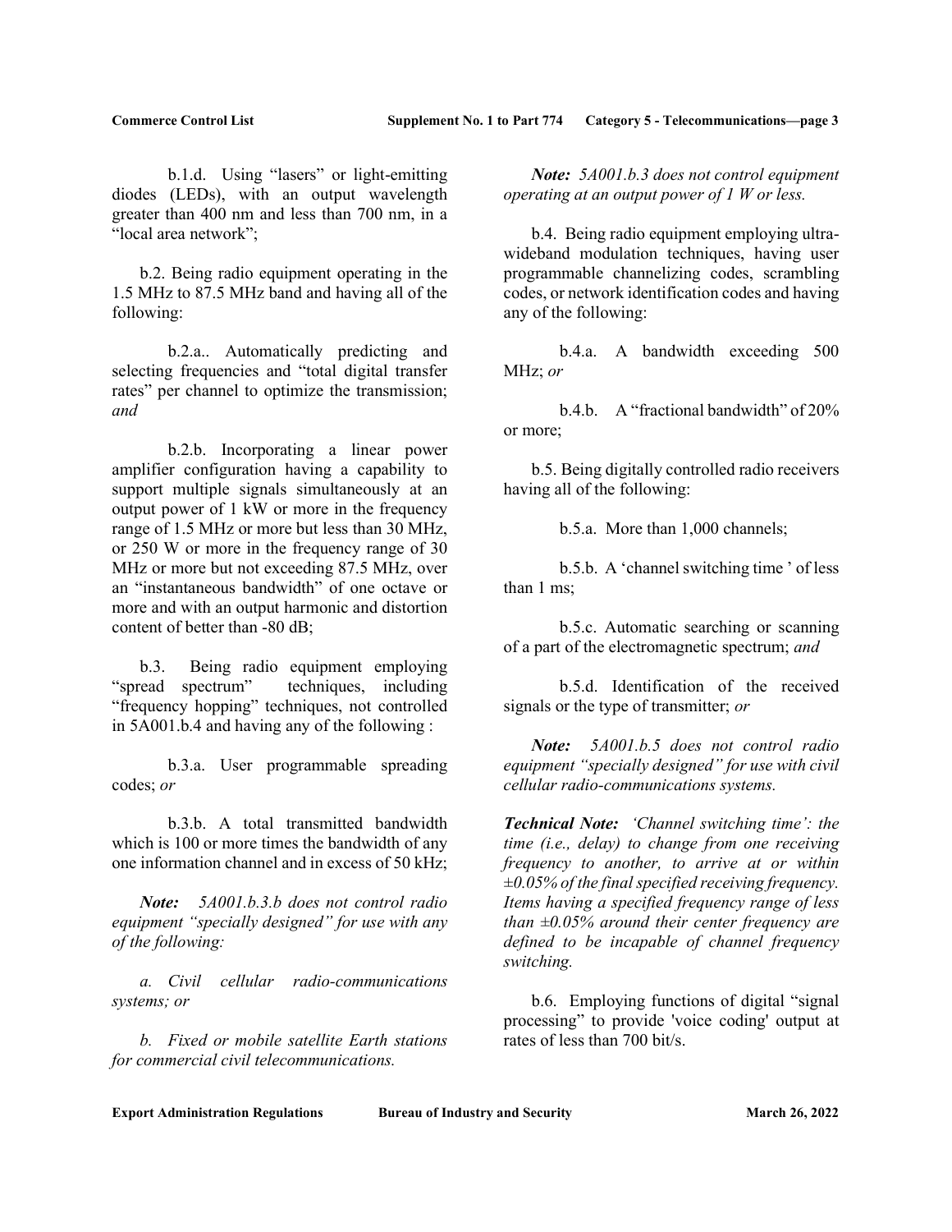b.1.d. Using “lasers” or light-emitting diodes (LEDs), with an output wavelength greater than 400 nm and less than 700 nm, in a “local area network”;

b.2. Being radio equipment operating in the 1.5 MHz to 87.5 MHz band and having all of the following:

b.2.a.. Automatically predicting and selecting frequencies and “total digital transfer rates” per channel to optimize the transmission; *and*

b.2.b. Incorporating a linear power amplifier configuration having a capability to support multiple signals simultaneously at an output power of 1 kW or more in the frequency range of 1.5 MHz or more but less than 30 MHz, or 250 W or more in the frequency range of 30 MHz or more but not exceeding 87.5 MHz, over an “instantaneous bandwidth” of one octave or more and with an output harmonic and distortion content of better than -80 dB;

b.3. Being radio equipment employing “spread spectrum” techniques, including “frequency hopping” techniques, not controlled in 5A001.b.4 and having any of the following :

b.3.a. User programmable spreading codes; *or*

b.3.b. A total transmitted bandwidth which is 100 or more times the bandwidth of any one information channel and in excess of 50 kHz;

***Note:*** *5A001.b.3.b does not control radio equipment “specially designed” for use with any of the following:*

*a. Civil cellular radio-communications systems; or*

*b. Fixed or mobile satellite Earth stations for commercial civil telecommunications.*

***Note:*** *5A001.b.3 does not control equipment operating at an output power of 1 W or less.*

b.4. Being radio equipment employing ultra-wideband modulation techniques, having user programmable channelizing codes, scrambling codes, or network identification codes and having any of the following:

b.4.a. A bandwidth exceeding 500 MHz; *or*

b.4.b. A “fractional bandwidth” of 20% or more;

b.5. Being digitally controlled radio receivers having all of the following:

b.5.a. More than 1,000 channels;

b.5.b. A ‘channel switching time ’ of less than 1 ms;

b.5.c. Automatic searching or scanning of a part of the electromagnetic spectrum; *and*

b.5.d. Identification of the received signals or the type of transmitter; *or*

***Note:*** *5A001.b.5 does not control radio equipment “specially designed” for use with civil cellular radio-communications systems.*

***Technical Note:*** *‘Channel switching time’: the time (i.e., delay) to change from one receiving frequency to another, to arrive at or within ±0.05% of the final specified receiving frequency. Items having a specified frequency range of less than ±0.05% around their center frequency are defined to be incapable of channel frequency switching.*

b.6. Employing functions of digital “signal processing” to provide 'voice coding' output at rates of less than 700 bit/s.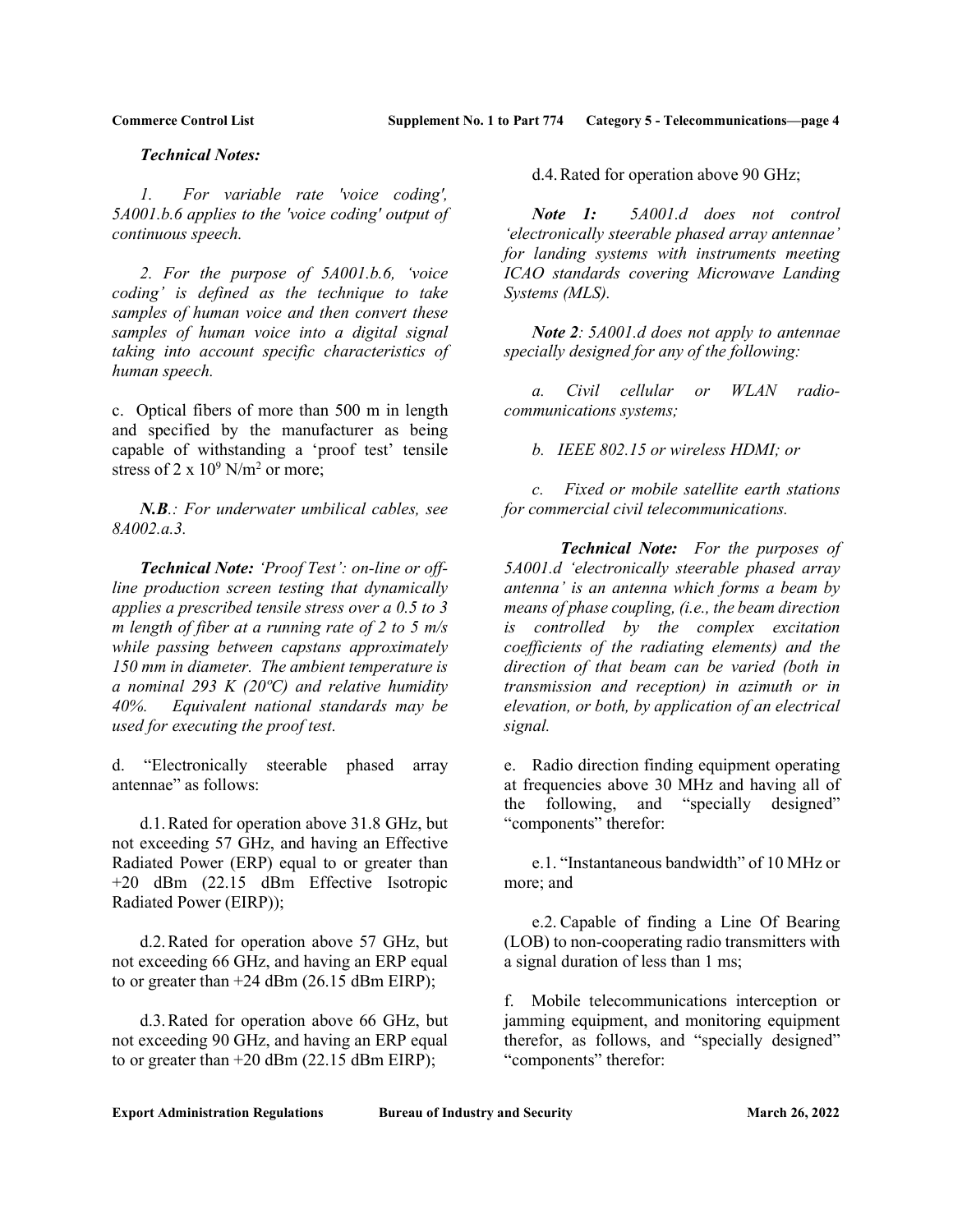***Technical Notes:***

*1. For variable rate 'voice coding', 5A001.b.6 applies to the 'voice coding' output of continuous speech.*

*2. For the purpose of 5A001.b.6, 'voice coding' is defined as the technique to take samples of human voice and then convert these samples of human voice into a digital signal taking into account specific characteristics of human speech.*

c. Optical fibers of more than 500 m in length and specified by the manufacturer as being capable of withstanding a 'proof test' tensile stress of $2 \times 10^9$ N/m$^2$ or more;

***N.B.**: For underwater umbilical cables, see 8A002.a.3.*

***Technical Note:** 'Proof Test': on-line or off-line production screen testing that dynamically applies a prescribed tensile stress over a 0.5 to 3 m length of fiber at a running rate of 2 to 5 m/s while passing between capstans approximately 150 mm in diameter. The ambient temperature is a nominal 293 K (20ºC) and relative humidity 40%. Equivalent national standards may be used for executing the proof test.*

d. "Electronically steerable phased array antennae" as follows:

d.1. Rated for operation above 31.8 GHz, but not exceeding 57 GHz, and having an Effective Radiated Power (ERP) equal to or greater than +20 dBm (22.15 dBm Effective Isotropic Radiated Power (EIRP));

d.2. Rated for operation above 57 GHz, but not exceeding 66 GHz, and having an ERP equal to or greater than +24 dBm (26.15 dBm EIRP);

d.3. Rated for operation above 66 GHz, but not exceeding 90 GHz, and having an ERP equal to or greater than +20 dBm (22.15 dBm EIRP);

d.4. Rated for operation above 90 GHz;

***Note 1:** 5A001.d does not control 'electronically steerable phased array antennae' for landing systems with instruments meeting ICAO standards covering Microwave Landing Systems (MLS).*

***Note 2**: 5A001.d does not apply to antennae specially designed for any of the following:*

*a. Civil cellular or WLAN radio-communications systems;*

*b. IEEE 802.15 or wireless HDMI; or*

*c. Fixed or mobile satellite earth stations for commercial civil telecommunications.*

***Technical Note:** For the purposes of 5A001.d 'electronically steerable phased array antenna' is an antenna which forms a beam by means of phase coupling, (i.e., the beam direction is controlled by the complex excitation coefficients of the radiating elements) and the direction of that beam can be varied (both in transmission and reception) in azimuth or in elevation, or both, by application of an electrical signal.*

e. Radio direction finding equipment operating at frequencies above 30 MHz and having all of the following, and "specially designed" "components" therefor:

e.1. "Instantaneous bandwidth" of 10 MHz or more; and

e.2. Capable of finding a Line Of Bearing (LOB) to non-cooperating radio transmitters with a signal duration of less than 1 ms;

f. Mobile telecommunications interception or jamming equipment, and monitoring equipment therefor, as follows, and "specially designed" "components" therefor: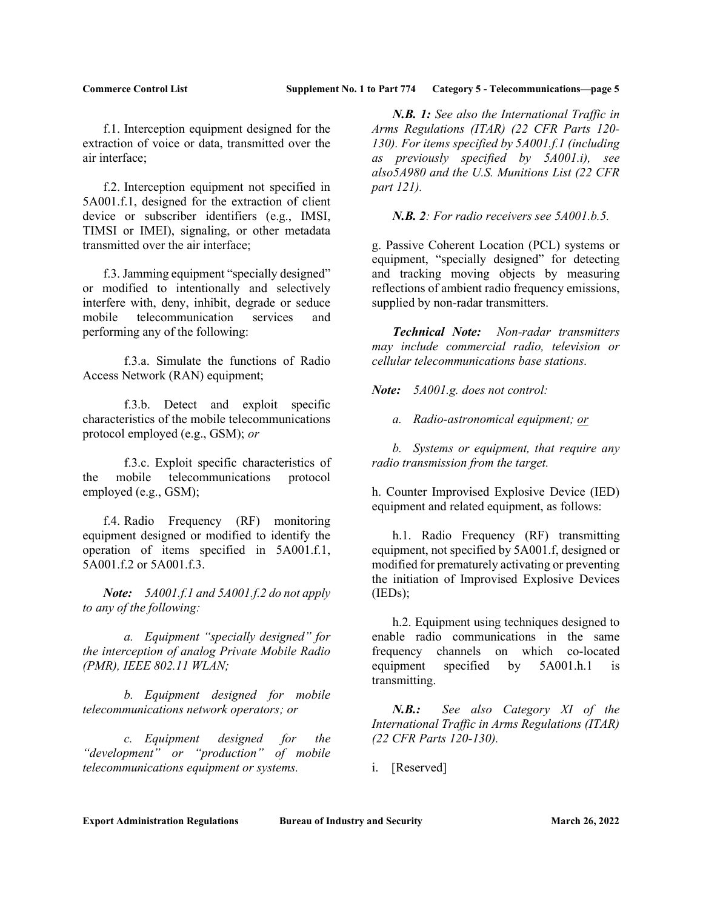f.1. Interception equipment designed for the extraction of voice or data, transmitted over the air interface;

f.2. Interception equipment not specified in 5A001.f.1, designed for the extraction of client device or subscriber identifiers (e.g., IMSI, TIMSI or IMEI), signaling, or other metadata transmitted over the air interface;

f.3. Jamming equipment "specially designed" or modified to intentionally and selectively interfere with, deny, inhibit, degrade or seduce mobile telecommunication services and performing any of the following:

f.3.a. Simulate the functions of Radio Access Network (RAN) equipment;

f.3.b. Detect and exploit specific characteristics of the mobile telecommunications protocol employed (e.g., GSM); *or*

f.3.c. Exploit specific characteristics of the mobile telecommunications protocol employed (e.g., GSM);

f.4. Radio Frequency (RF) monitoring equipment designed or modified to identify the operation of items specified in 5A001.f.1, 5A001.f.2 or 5A001.f.3.

***Note:*** *5A001.f.1 and 5A001.f.2 do not apply to any of the following:*

*a. Equipment "specially designed" for the interception of analog Private Mobile Radio (PMR), IEEE 802.11 WLAN;*

*b. Equipment designed for mobile telecommunications network operators; or*

*c. Equipment designed for the "development" or "production" of mobile telecommunications equipment or systems.*

***N.B. 1:*** *See also the International Traffic in Arms Regulations (ITAR) (22 CFR Parts 120-130). For items specified by 5A001.f.1 (including as previously specified by 5A001.i), see also5A980 and the U.S. Munitions List (22 CFR part 121).*

***N.B. 2****: For radio receivers see 5A001.b.5.*

g. Passive Coherent Location (PCL) systems or equipment, "specially designed" for detecting and tracking moving objects by measuring reflections of ambient radio frequency emissions, supplied by non-radar transmitters.

***Technical Note:*** *Non-radar transmitters may include commercial radio, television or cellular telecommunications base stations.*

***Note:*** *5A001.g. does not control:*

*a. Radio-astronomical equipment; or*

*b. Systems or equipment, that require any radio transmission from the target.*

h. Counter Improvised Explosive Device (IED) equipment and related equipment, as follows:

h.1. Radio Frequency (RF) transmitting equipment, not specified by 5A001.f, designed or modified for prematurely activating or preventing the initiation of Improvised Explosive Devices (IEDs);

h.2. Equipment using techniques designed to enable radio communications in the same frequency channels on which co-located equipment specified by 5A001.h.1 is transmitting.

***N.B.:*** *See also Category XI of the International Traffic in Arms Regulations (ITAR) (22 CFR Parts 120-130).*

i. [Reserved]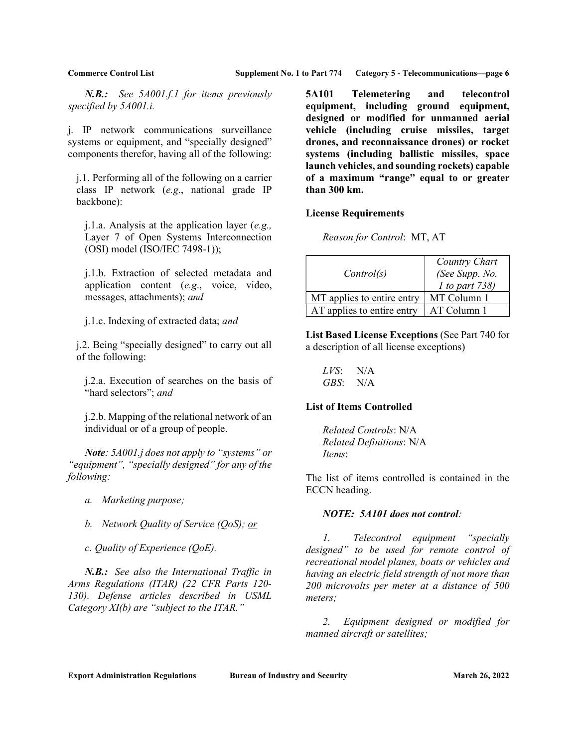*N.B.: See 5A001.f.1 for items previously specified by 5A001.i.*

j. IP network communications surveillance systems or equipment, and "specially designed" components therefor, having all of the following:

j.1. Performing all of the following on a carrier class IP network (*e.g*., national grade IP backbone):

j.1.a. Analysis at the application layer (*e.g.,* Layer 7 of Open Systems Interconnection (OSI) model (ISO/IEC 7498-1));

j.1.b. Extraction of selected metadata and application content (*e.g*., voice, video, messages, attachments); *and*

j.1.c. Indexing of extracted data; *and*

j.2. Being "specially designed" to carry out all of the following:

j.2.a. Execution of searches on the basis of "hard selectors"; *and*

j.2.b. Mapping of the relational network of an individual or of a group of people.

***Note****: 5A001.j does not apply to "systems" or "equipment", "specially designed" for any of the following:*

*a. Marketing purpose;*

*b. Network Quality of Service (QoS); or*

*c. Quality of Experience (QoE).*

***N.B.:*** *See also the International Traffic in Arms Regulations (ITAR) (22 CFR Parts 120-130). Defense articles described in USML Category XI(b) are "subject to the ITAR."*

**5A101 Telemetering and telecontrol equipment, including ground equipment, designed or modified for unmanned aerial vehicle (including cruise missiles, target drones, and reconnaissance drones) or rocket systems (including ballistic missiles, space launch vehicles, and sounding rockets) capable of a maximum "range" equal to or greater than 300 km.**

**License Requirements**

*Reason for Control*: MT, AT

| *Control(s)* | *Country Chart (See Supp. No. 1 to part 738)* |
|---|---|
| MT applies to entire entry | MT Column 1 |
| AT applies to entire entry | AT Column 1 |

**List Based License Exceptions** (See Part 740 for a description of all license exceptions)

*LVS*: N/A
*GBS*: N/A

**List of Items Controlled**

*Related Controls*: N/A
*Related Definitions*: N/A
*Items*:

The list of items controlled is contained in the ECCN heading.

***NOTE: 5A101 does not control****:*

*1. Telecontrol equipment "specially designed" to be used for remote control of recreational model planes, boats or vehicles and having an electric field strength of not more than 200 microvolts per meter at a distance of 500 meters;*

*2. Equipment designed or modified for manned aircraft or satellites;*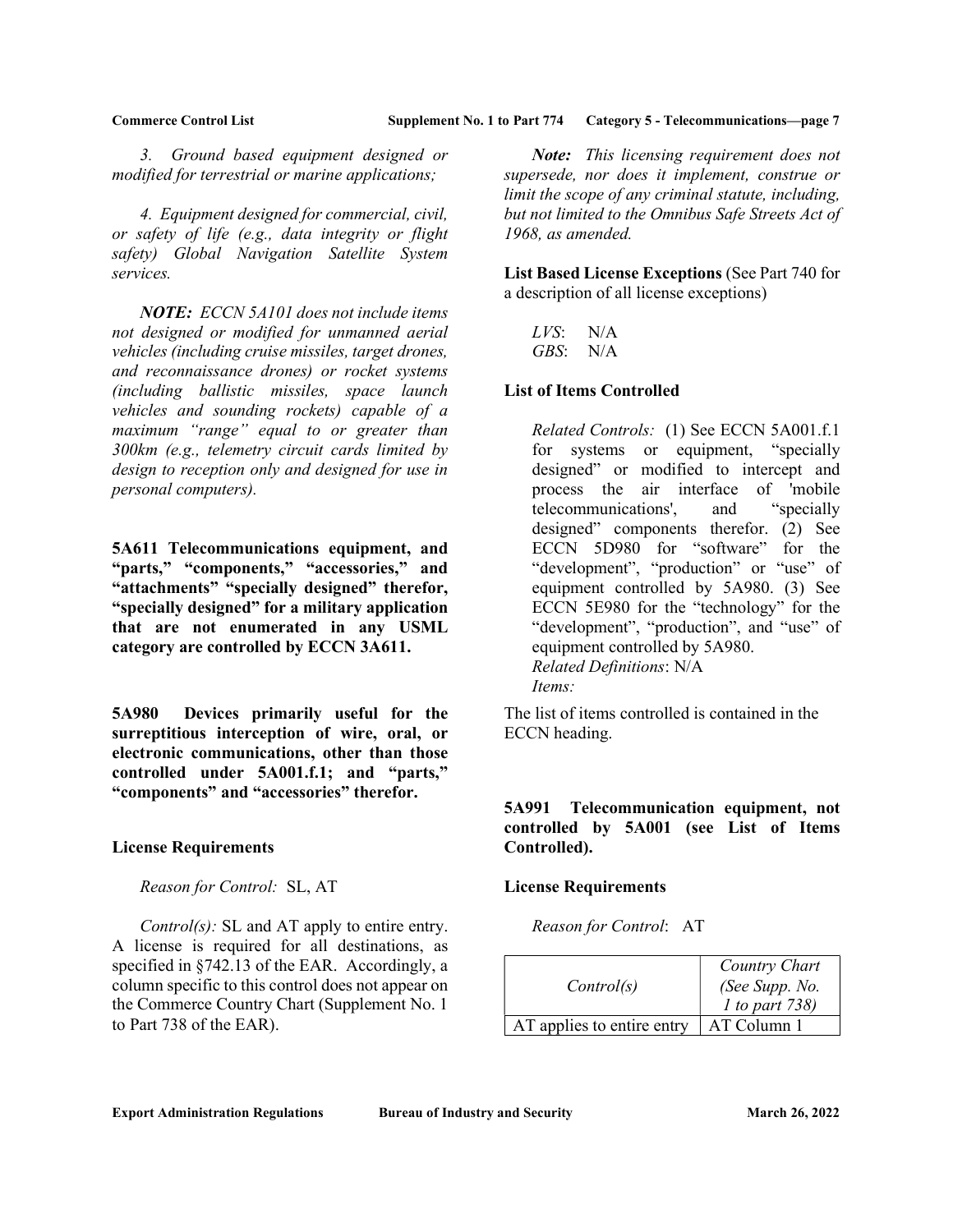*3. Ground based equipment designed or modified for terrestrial or marine applications;*

*4. Equipment designed for commercial, civil, or safety of life (e.g., data integrity or flight safety) Global Navigation Satellite System services.*

***NOTE:** ECCN 5A101 does not include items not designed or modified for unmanned aerial vehicles (including cruise missiles, target drones, and reconnaissance drones) or rocket systems (including ballistic missiles, space launch vehicles and sounding rockets) capable of a maximum "range" equal to or greater than 300km (e.g., telemetry circuit cards limited by design to reception only and designed for use in personal computers).*

**5A611 Telecommunications equipment, and "parts," "components," "accessories," and "attachments" "specially designed" therefor, "specially designed" for a military application that are not enumerated in any USML category are controlled by ECCN 3A611.**

**5A980 Devices primarily useful for the surreptitious interception of wire, oral, or electronic communications, other than those controlled under 5A001.f.1; and "parts," "components" and "accessories" therefor.**

**License Requirements**

*Reason for Control:* SL, AT

*Control(s):* SL and AT apply to entire entry. A license is required for all destinations, as specified in §742.13 of the EAR. Accordingly, a column specific to this control does not appear on the Commerce Country Chart (Supplement No. 1 to Part 738 of the EAR).

***Note:** This licensing requirement does not supersede, nor does it implement, construe or limit the scope of any criminal statute, including, but not limited to the Omnibus Safe Streets Act of 1968, as amended.*

**List Based License Exceptions** (See Part 740 for a description of all license exceptions)

*LVS*: N/A
*GBS*: N/A

**List of Items Controlled**

*Related Controls:* (1) See ECCN 5A001.f.1 for systems or equipment, "specially designed" or modified to intercept and process the air interface of 'mobile telecommunications', and "specially designed" components therefor. (2) See ECCN 5D980 for "software" for the "development", "production" or "use" of equipment controlled by 5A980. (3) See ECCN 5E980 for the "technology" for the "development", "production", and "use" of equipment controlled by 5A980.
*Related Definitions*: N/A
*Items:*

The list of items controlled is contained in the ECCN heading.

**5A991 Telecommunication equipment, not controlled by 5A001 (see List of Items Controlled).**

**License Requirements**

*Reason for Control*: AT

| *Control(s)* | *Country Chart (See Supp. No. 1 to part 738)* |
|---|---|
| AT applies to entire entry | AT Column 1 |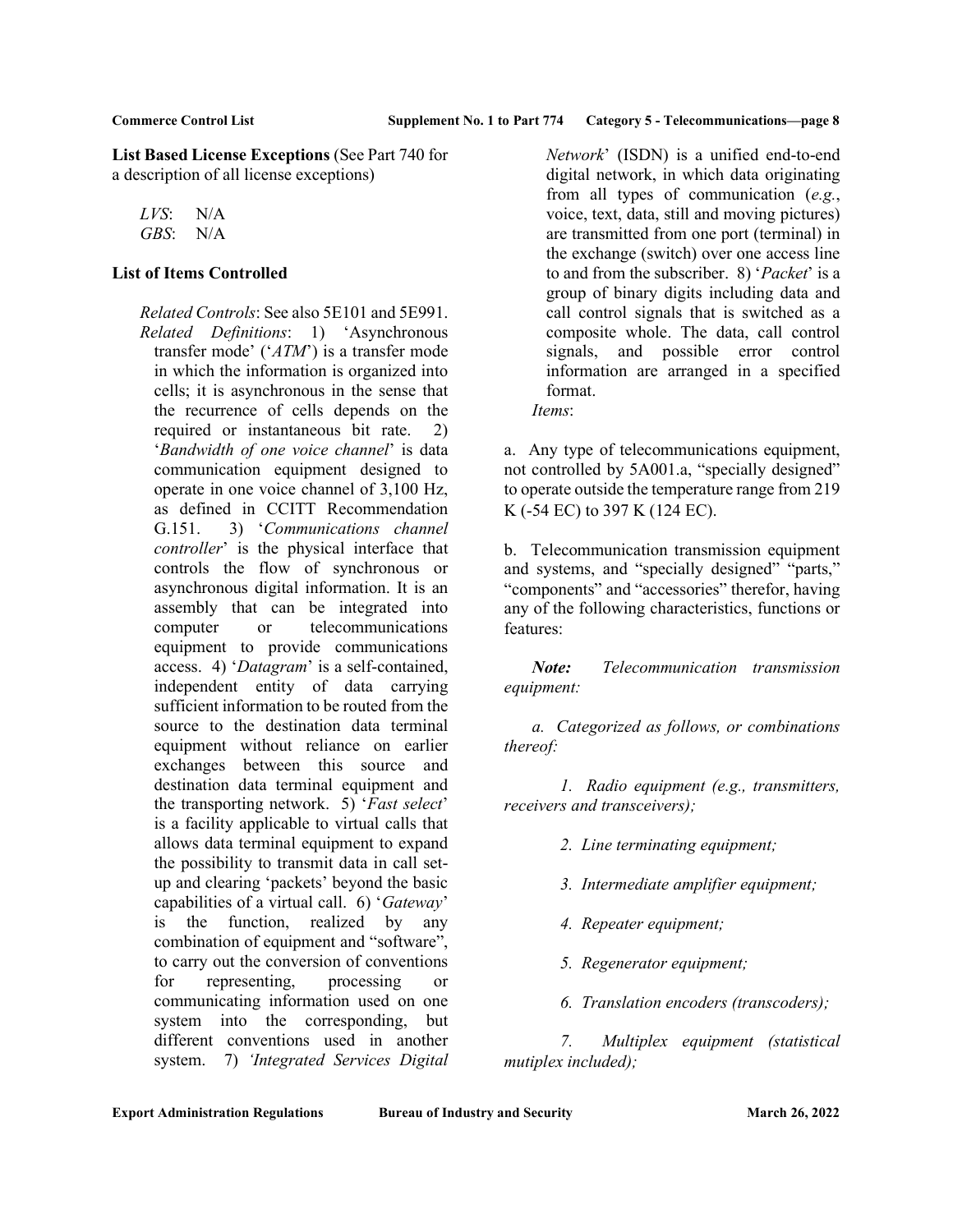**List Based License Exceptions** (See Part 740 for a description of all license exceptions)

*LVS*: N/A
*GBS*: N/A

**List of Items Controlled**

*Related Controls*: See also 5E101 and 5E991.
*Related Definitions*: 1) 'Asynchronous transfer mode' ('*ATM*') is a transfer mode in which the information is organized into cells; it is asynchronous in the sense that the recurrence of cells depends on the required or instantaneous bit rate. 2) '*Bandwidth of one voice channel*' is data communication equipment designed to operate in one voice channel of 3,100 Hz, as defined in CCITT Recommendation G.151. 3) '*Communications channel controller*' is the physical interface that controls the flow of synchronous or asynchronous digital information. It is an assembly that can be integrated into computer or telecommunications equipment to provide communications access. 4) '*Datagram*' is a self-contained, independent entity of data carrying sufficient information to be routed from the source to the destination data terminal equipment without reliance on earlier exchanges between this source and destination data terminal equipment and the transporting network. 5) '*Fast select*' is a facility applicable to virtual calls that allows data terminal equipment to expand the possibility to transmit data in call set-up and clearing 'packets' beyond the basic capabilities of a virtual call. 6) '*Gateway*' is the function, realized by any combination of equipment and "software", to carry out the conversion of conventions for representing, processing or communicating information used on one system into the corresponding, but different conventions used in another system. 7) *'Integrated Services Digital Network*' (ISDN) is a unified end-to-end digital network, in which data originating from all types of communication (*e.g.*, voice, text, data, still and moving pictures) are transmitted from one port (terminal) in the exchange (switch) over one access line to and from the subscriber. 8) '*Packet*' is a group of binary digits including data and call control signals that is switched as a composite whole. The data, call control signals, and possible error control information are arranged in a specified format.
*Items*:

a. Any type of telecommunications equipment, not controlled by 5A001.a, "specially designed" to operate outside the temperature range from 219 K (-54 EC) to 397 K (124 EC).

b. Telecommunication transmission equipment and systems, and "specially designed" "parts," "components" and "accessories" therefor, having any of the following characteristics, functions or features:

***Note:*** *Telecommunication transmission equipment:*

*a. Categorized as follows, or combinations thereof:*

*1. Radio equipment (e.g., transmitters, receivers and transceivers);*

*2. Line terminating equipment;*

*3. Intermediate amplifier equipment;*

*4. Repeater equipment;*

*5. Regenerator equipment;*

*6. Translation encoders (transcoders);*

*7. Multiplex equipment (statistical mutiplex included);*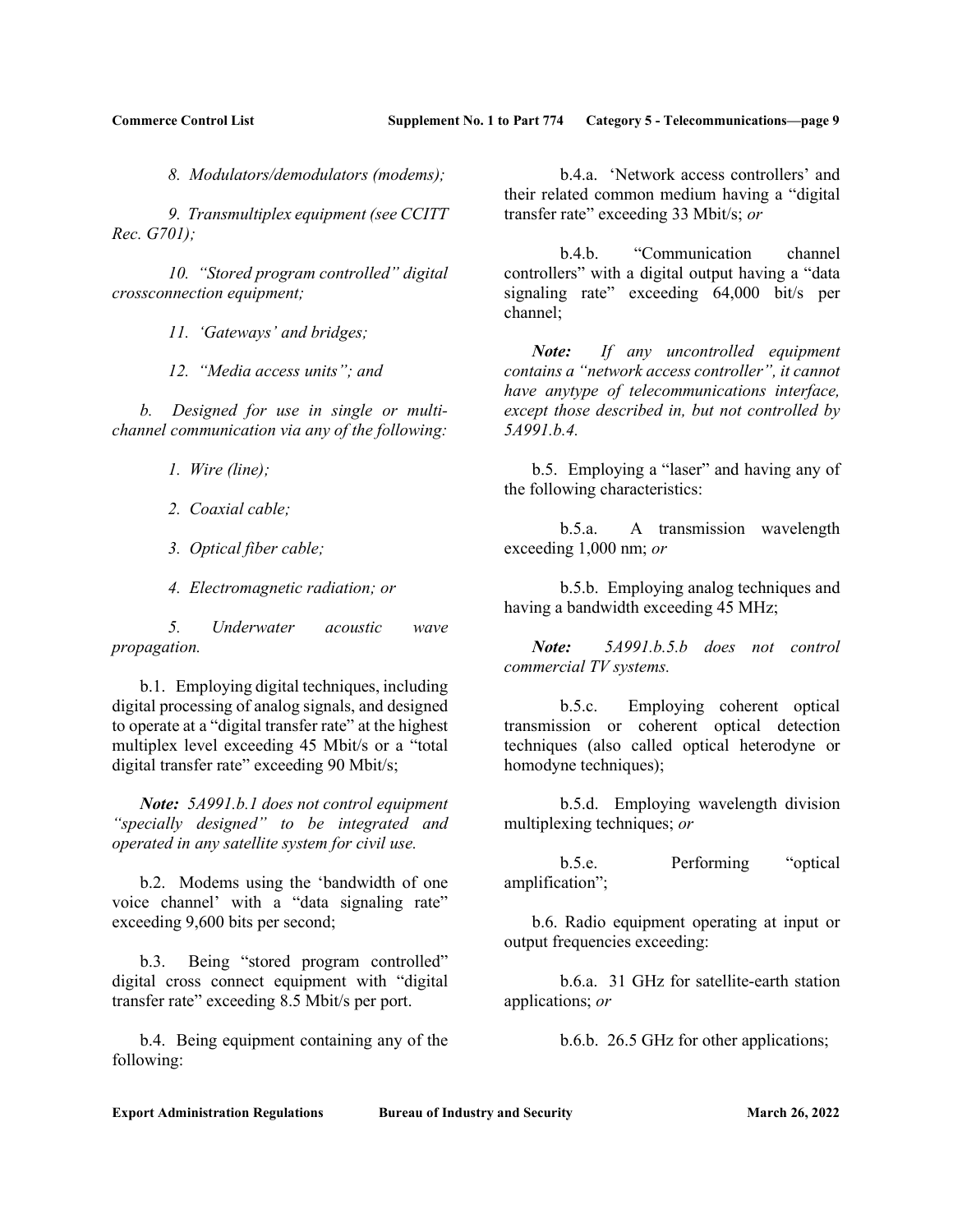*8. Modulators/demodulators (modems);*

*9. Transmultiplex equipment (see CCITT Rec. G701);*

*10. "Stored program controlled" digital crossconnection equipment;*

*11. 'Gateways' and bridges;*

*12. "Media access units"; and*

*b. Designed for use in single or multi-channel communication via any of the following:*

*1. Wire (line);*

*2. Coaxial cable;*

*3. Optical fiber cable;*

*4. Electromagnetic radiation; or*

*5. Underwater acoustic wave propagation.*

b.1. Employing digital techniques, including digital processing of analog signals, and designed to operate at a "digital transfer rate" at the highest multiplex level exceeding 45 Mbit/s or a "total digital transfer rate" exceeding 90 Mbit/s;

***Note:*** *5A991.b.1 does not control equipment "specially designed" to be integrated and operated in any satellite system for civil use.*

b.2. Modems using the 'bandwidth of one voice channel' with a "data signaling rate" exceeding 9,600 bits per second;

b.3. Being "stored program controlled" digital cross connect equipment with "digital transfer rate" exceeding 8.5 Mbit/s per port.

b.4. Being equipment containing any of the following:

b.4.a. 'Network access controllers' and their related common medium having a "digital transfer rate" exceeding 33 Mbit/s; *or*

b.4.b. "Communication channel controllers" with a digital output having a "data signaling rate" exceeding 64,000 bit/s per channel;

***Note:*** *If any uncontrolled equipment contains a "network access controller", it cannot have anytype of telecommunications interface, except those described in, but not controlled by 5A991.b.4.*

b.5. Employing a "laser" and having any of the following characteristics:

b.5.a. A transmission wavelength exceeding 1,000 nm; *or*

b.5.b. Employing analog techniques and having a bandwidth exceeding 45 MHz;

***Note:*** *5A991.b.5.b does not control commercial TV systems.*

b.5.c. Employing coherent optical transmission or coherent optical detection techniques (also called optical heterodyne or homodyne techniques);

b.5.d. Employing wavelength division multiplexing techniques; *or*

b.5.e. Performing "optical amplification";

b.6. Radio equipment operating at input or output frequencies exceeding:

b.6.a. 31 GHz for satellite-earth station applications; *or*

b.6.b. 26.5 GHz for other applications;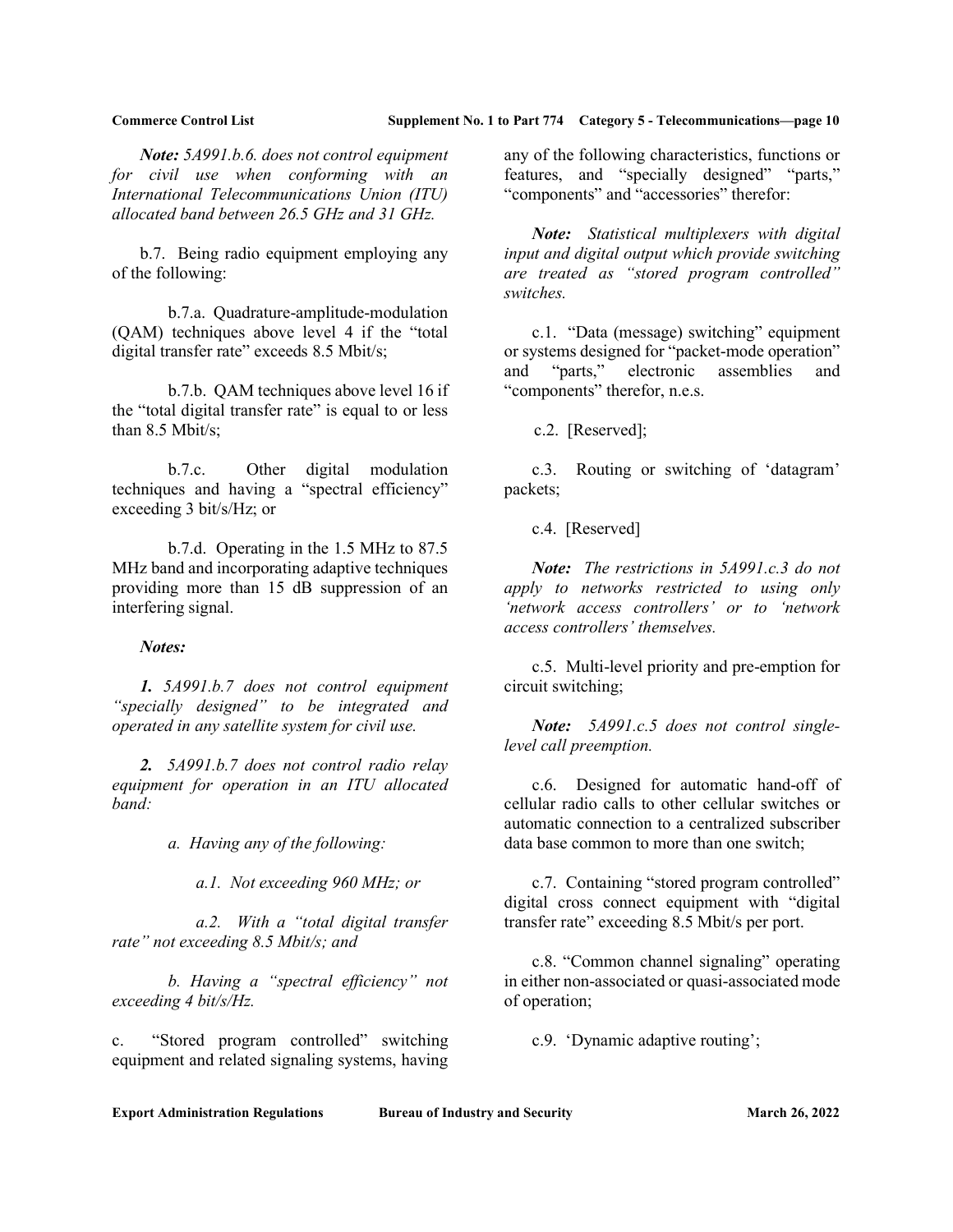***Note:*** *5A991.b.6. does not control equipment for civil use when conforming with an International Telecommunications Union (ITU) allocated band between 26.5 GHz and 31 GHz.*

b.7. Being radio equipment employing any of the following:

b.7.a. Quadrature-amplitude-modulation (QAM) techniques above level 4 if the "total digital transfer rate" exceeds 8.5 Mbit/s;

b.7.b. QAM techniques above level 16 if the "total digital transfer rate" is equal to or less than 8.5 Mbit/s;

b.7.c. Other digital modulation techniques and having a "spectral efficiency" exceeding 3 bit/s/Hz; or

b.7.d. Operating in the 1.5 MHz to 87.5 MHz band and incorporating adaptive techniques providing more than 15 dB suppression of an interfering signal.

***Notes:***

***1.*** *5A991.b.7 does not control equipment "specially designed" to be integrated and operated in any satellite system for civil use.*

***2.*** *5A991.b.7 does not control radio relay equipment for operation in an ITU allocated band:*

*a. Having any of the following:*

*a.1. Not exceeding 960 MHz; or*

*a.2. With a "total digital transfer rate" not exceeding 8.5 Mbit/s; and*

*b. Having a "spectral efficiency" not exceeding 4 bit/s/Hz.*

c. "Stored program controlled" switching equipment and related signaling systems, having any of the following characteristics, functions or features, and "specially designed" "parts," "components" and "accessories" therefor:

***Note:*** *Statistical multiplexers with digital input and digital output which provide switching are treated as "stored program controlled" switches.*

c.1. "Data (message) switching" equipment or systems designed for "packet-mode operation" and "parts," electronic assemblies and "components" therefor, n.e.s.

c.2. [Reserved];

c.3. Routing or switching of 'datagram' packets;

c.4. [Reserved]

***Note:*** *The restrictions in 5A991.c.3 do not apply to networks restricted to using only 'network access controllers' or to 'network access controllers' themselves.*

c.5. Multi-level priority and pre-emption for circuit switching;

***Note:*** *5A991.c.5 does not control single-level call preemption.*

c.6. Designed for automatic hand-off of cellular radio calls to other cellular switches or automatic connection to a centralized subscriber data base common to more than one switch;

c.7. Containing "stored program controlled" digital cross connect equipment with "digital transfer rate" exceeding 8.5 Mbit/s per port.

c.8. "Common channel signaling" operating in either non-associated or quasi-associated mode of operation;

c.9. 'Dynamic adaptive routing';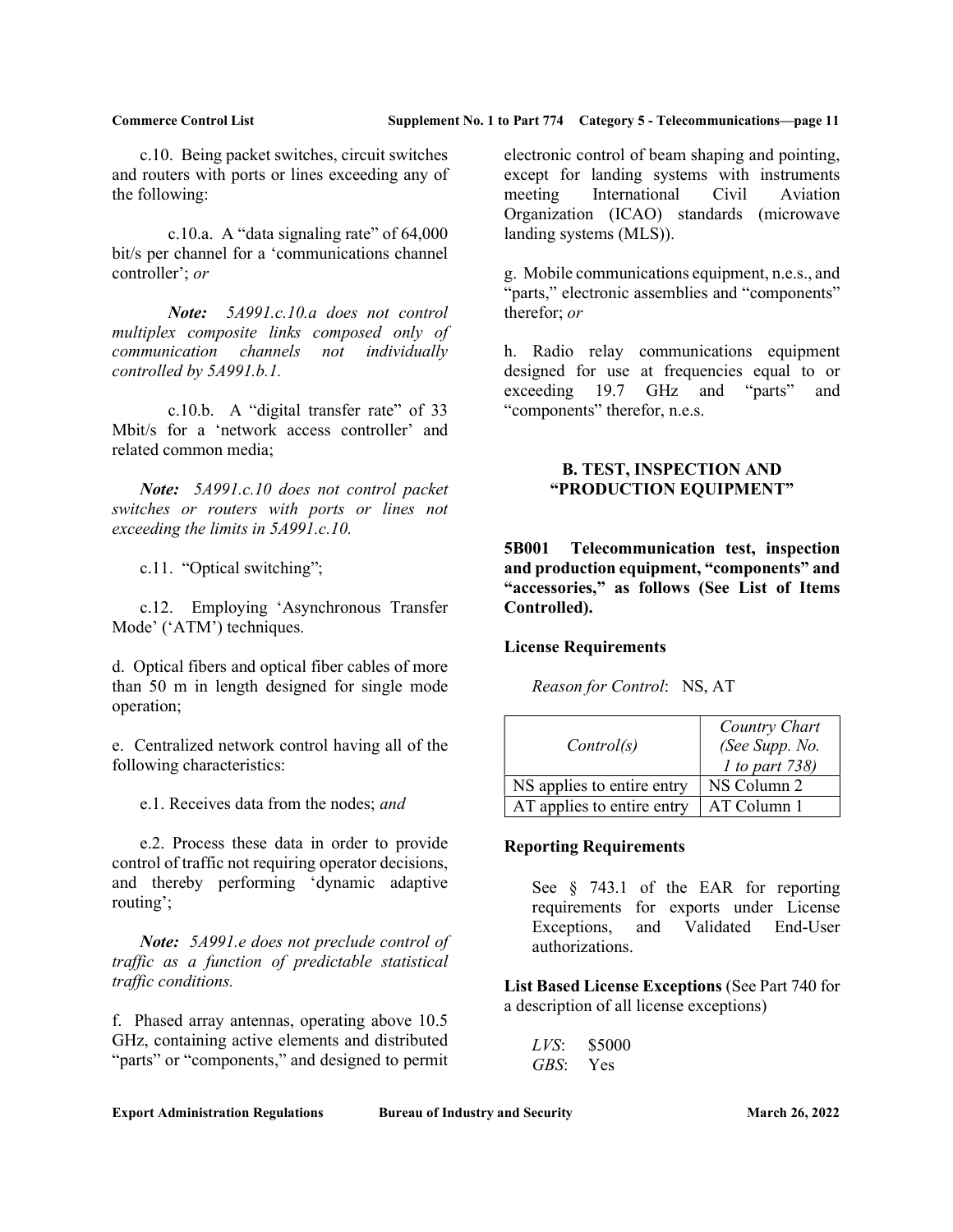c.10. Being packet switches, circuit switches and routers with ports or lines exceeding any of the following:

c.10.a. A "data signaling rate" of 64,000 bit/s per channel for a 'communications channel controller'; *or*

***Note:*** *5A991.c.10.a does not control multiplex composite links composed only of communication channels not individually controlled by 5A991.b.1.*

c.10.b. A "digital transfer rate" of 33 Mbit/s for a 'network access controller' and related common media;

***Note:*** *5A991.c.10 does not control packet switches or routers with ports or lines not exceeding the limits in 5A991.c.10.*

c.11. "Optical switching";

c.12. Employing 'Asynchronous Transfer Mode' ('ATM') techniques.

d. Optical fibers and optical fiber cables of more than 50 m in length designed for single mode operation;

e. Centralized network control having all of the following characteristics:

e.1. Receives data from the nodes; *and*

e.2. Process these data in order to provide control of traffic not requiring operator decisions, and thereby performing 'dynamic adaptive routing';

***Note:*** *5A991.e does not preclude control of traffic as a function of predictable statistical traffic conditions.*

f. Phased array antennas, operating above 10.5 GHz, containing active elements and distributed "parts" or "components," and designed to permit electronic control of beam shaping and pointing, except for landing systems with instruments meeting International Civil Aviation Organization (ICAO) standards (microwave landing systems (MLS)).

g. Mobile communications equipment, n.e.s., and "parts," electronic assemblies and "components" therefor; *or*

h. Radio relay communications equipment designed for use at frequencies equal to or exceeding 19.7 GHz and "parts" and "components" therefor, n.e.s.

## B. TEST, INSPECTION AND "PRODUCTION EQUIPMENT"

**5B001 Telecommunication test, inspection and production equipment, "components" and "accessories," as follows (See List of Items Controlled).**

**License Requirements**

*Reason for Control*: NS, AT

| *Control(s)* | *Country Chart (See Supp. No. 1 to part 738)* |
|---|---|
| NS applies to entire entry | NS Column 2 |
| AT applies to entire entry | AT Column 1 |

**Reporting Requirements**

See § 743.1 of the EAR for reporting requirements for exports under License Exceptions, and Validated End-User authorizations.

**List Based License Exceptions** (See Part 740 for a description of all license exceptions)

*LVS*: $5000
*GBS*: Yes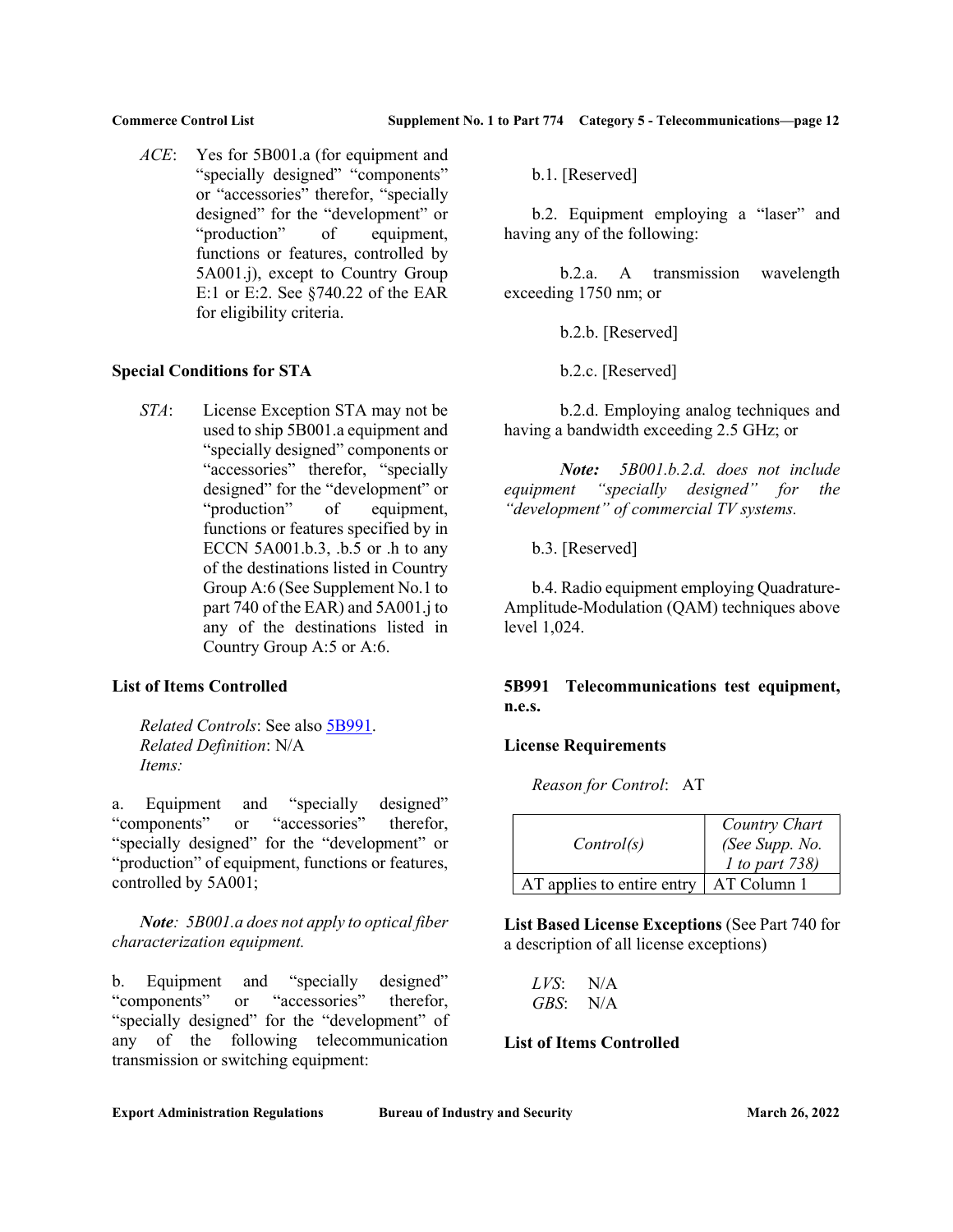*ACE*: Yes for 5B001.a (for equipment and “specially designed” “components” or “accessories” therefor, “specially designed” for the “development” or “production” of equipment, functions or features, controlled by 5A001.j), except to Country Group E:1 or E:2. See §740.22 of the EAR for eligibility criteria.

**Special Conditions for STA**

*STA*: License Exception STA may not be used to ship 5B001.a equipment and “specially designed” components or “accessories” therefor, “specially designed” for the “development” or “production” of equipment, functions or features specified by in ECCN 5A001.b.3, .b.5 or .h to any of the destinations listed in Country Group A:6 (See Supplement No.1 to part 740 of the EAR) and 5A001.j to any of the destinations listed in Country Group A:5 or A:6.

**List of Items Controlled**

*Related Controls*: See also 5B991.
*Related Definition*: N/A
*Items:*

a. Equipment and “specially designed” “components” or “accessories” therefor, “specially designed” for the “development” or “production” of equipment, functions or features, controlled by 5A001;

***Note**: 5B001.a does not apply to optical fiber characterization equipment.*

b. Equipment and “specially designed” “components” or “accessories” therefor, “specially designed” for the “development” of any of the following telecommunication transmission or switching equipment:

b.1. [Reserved]

b.2. Equipment employing a “laser” and having any of the following:

b.2.a. A transmission wavelength exceeding 1750 nm; or

b.2.b. [Reserved]

b.2.c. [Reserved]

b.2.d. Employing analog techniques and having a bandwidth exceeding 2.5 GHz; or

***Note:** 5B001.b.2.d. does not include equipment “specially designed” for the “development” of commercial TV systems.*

b.3. [Reserved]

b.4. Radio equipment employing Quadrature-Amplitude-Modulation (QAM) techniques above level 1,024.

**5B991 Telecommunications test equipment, n.e.s.**

**License Requirements**

*Reason for Control*: AT

| *Control(s)* | *Country Chart (See Supp. No. 1 to part 738)* |
|---|---|
| AT applies to entire entry | AT Column 1 |

**List Based License Exceptions** (See Part 740 for a description of all license exceptions)

*LVS*: N/A
*GBS*: N/A

**List of Items Controlled**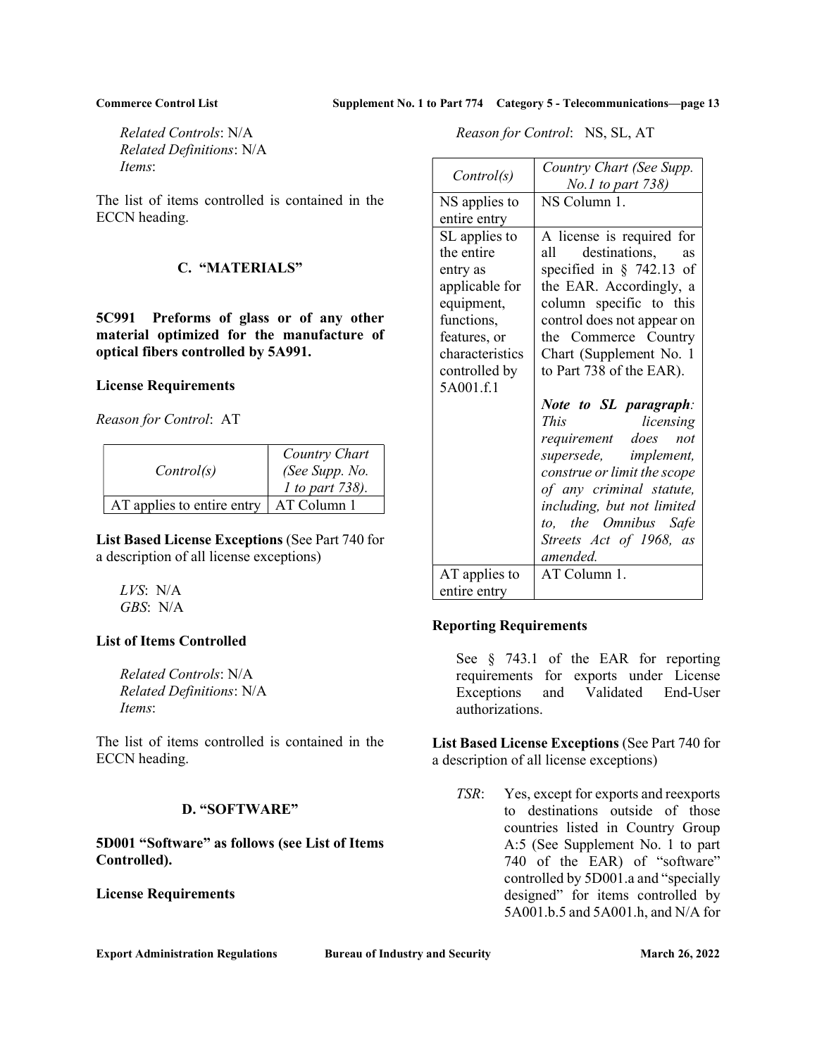*Related Controls*: N/A
*Related Definitions*: N/A
*Items*:

The list of items controlled is contained in the ECCN heading.

## C. "MATERIALS"

**5C991 Preforms of glass or of any other material optimized for the manufacture of optical fibers controlled by 5A991.**

**License Requirements**

*Reason for Control*: AT

| *Control(s)* | *Country Chart (See Supp. No. 1 to part 738).* |
|---|---|
| AT applies to entire entry | AT Column 1 |

**List Based License Exceptions** (See Part 740 for a description of all license exceptions)

*LVS*: N/A
*GBS*: N/A

**List of Items Controlled**

*Related Controls*: N/A
*Related Definitions*: N/A
*Items*:

The list of items controlled is contained in the ECCN heading.

## D. "SOFTWARE"

**5D001 "Software" as follows (see List of Items Controlled).**

**License Requirements**

*Reason for Control*: NS, SL, AT

| *Control(s)* | *Country Chart (See Supp. No.1 to part 738)* |
|---|---|
| NS applies to entire entry | NS Column 1. |
| SL applies to the entire entry as applicable for equipment, functions, features, or characteristics controlled by 5A001.f.1 | A license is required for all destinations, as specified in § 742.13 of the EAR. Accordingly, a column specific to this control does not appear on the Commerce Country Chart (Supplement No. 1 to Part 738 of the EAR). ***Note to SL paragraph****: This licensing requirement does not supersede, implement, construe or limit the scope of any criminal statute, including, but not limited to, the Omnibus Safe Streets Act of 1968, as amended.* |
| AT applies to entire entry | AT Column 1. |

**Reporting Requirements**

See § 743.1 of the EAR for reporting requirements for exports under License Exceptions and Validated End-User authorizations.

**List Based License Exceptions** (See Part 740 for a description of all license exceptions)

*TSR*: Yes, except for exports and reexports to destinations outside of those countries listed in Country Group A:5 (See Supplement No. 1 to part 740 of the EAR) of "software" controlled by 5D001.a and "specially designed" for items controlled by 5A001.b.5 and 5A001.h, and N/A for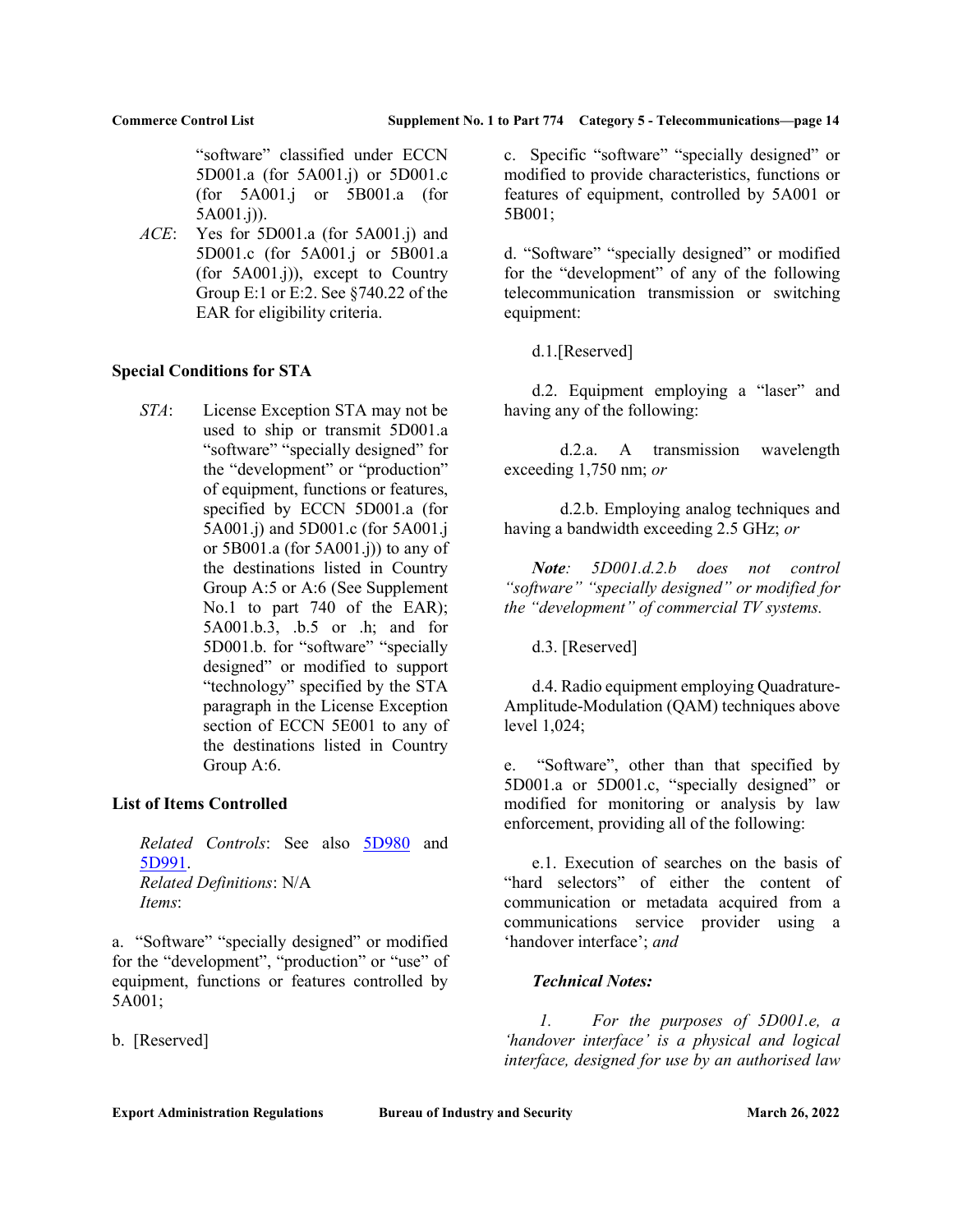"software" classified under ECCN 5D001.a (for 5A001.j) or 5D001.c (for 5A001.j or 5B001.a (for 5A001.j)).

*ACE*: Yes for 5D001.a (for 5A001.j) and 5D001.c (for 5A001.j or 5B001.a (for 5A001.j)), except to Country Group E:1 or E:2. See §740.22 of the EAR for eligibility criteria.

**Special Conditions for STA**

*STA*: License Exception STA may not be used to ship or transmit 5D001.a "software" "specially designed" for the "development" or "production" of equipment, functions or features, specified by ECCN 5D001.a (for 5A001.j) and 5D001.c (for 5A001.j or 5B001.a (for 5A001.j)) to any of the destinations listed in Country Group A:5 or A:6 (See Supplement No.1 to part 740 of the EAR); 5A001.b.3, .b.5 or .h; and for 5D001.b. for "software" "specially designed" or modified to support "technology" specified by the STA paragraph in the License Exception section of ECCN 5E001 to any of the destinations listed in Country Group A:6.

**List of Items Controlled**

*Related Controls*: See also 5D980 and 5D991.
*Related Definitions*: N/A
*Items*:

a. "Software" "specially designed" or modified for the "development", "production" or "use" of equipment, functions or features controlled by 5A001;

b. [Reserved]

c. Specific "software" "specially designed" or modified to provide characteristics, functions or features of equipment, controlled by 5A001 or 5B001;

d. "Software" "specially designed" or modified for the "development" of any of the following telecommunication transmission or switching equipment:

d.1.[Reserved]

d.2. Equipment employing a "laser" and having any of the following:

d.2.a. A transmission wavelength exceeding 1,750 nm; *or*

d.2.b. Employing analog techniques and having a bandwidth exceeding 2.5 GHz; *or*

***Note**: 5D001.d.2.b does not control "software" "specially designed" or modified for the "development" of commercial TV systems.*

d.3. [Reserved]

d.4. Radio equipment employing Quadrature-Amplitude-Modulation (QAM) techniques above level 1,024;

e. "Software", other than that specified by 5D001.a or 5D001.c, "specially designed" or modified for monitoring or analysis by law enforcement, providing all of the following:

e.1. Execution of searches on the basis of "hard selectors" of either the content of communication or metadata acquired from a communications service provider using a 'handover interface'; *and*

***Technical Notes:***

*1. For the purposes of 5D001.e, a 'handover interface' is a physical and logical interface, designed for use by an authorised law*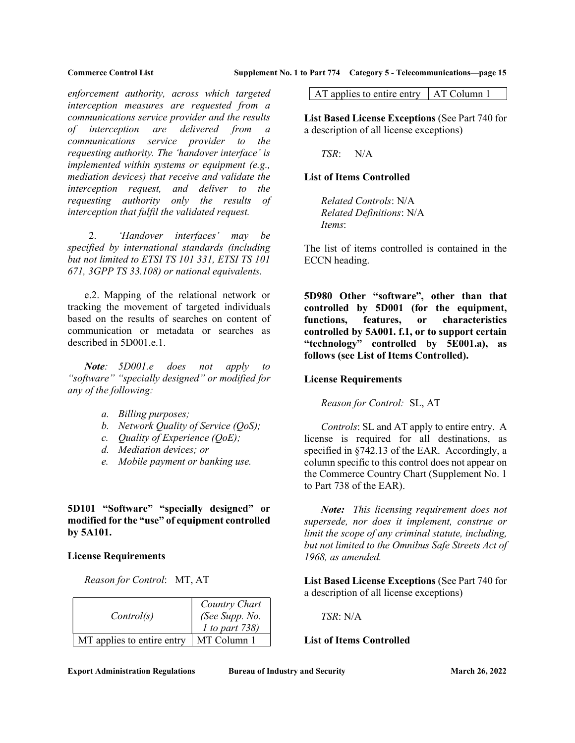*enforcement authority, across which targeted interception measures are requested from a communications service provider and the results of interception are delivered from a communications service provider to the requesting authority. The 'handover interface' is implemented within systems or equipment (e.g., mediation devices) that receive and validate the interception request, and deliver to the requesting authority only the results of interception that fulfil the validated request.*

2. *'Handover interfaces' may be specified by international standards (including but not limited to ETSI TS 101 331, ETSI TS 101 671, 3GPP TS 33.108) or national equivalents.*

e.2. Mapping of the relational network or tracking the movement of targeted individuals based on the results of searches on content of communication or metadata or searches as described in 5D001.e.1.

***Note**: 5D001.e does not apply to "software" "specially designed" or modified for any of the following:*

- *a. Billing purposes;*
- *b. Network Quality of Service (QoS);*
- *c. Quality of Experience (QoE);*
- *d. Mediation devices; or*
- *e. Mobile payment or banking use.*

**5D101 "Software" "specially designed" or modified for the "use" of equipment controlled by 5A101.**

**License Requirements**

*Reason for Control*: MT, AT

| *Control(s)* | *Country Chart (See Supp. No. 1 to part 738)* |
|---|---|
| MT applies to entire entry | MT Column 1 |
| AT applies to entire entry | AT Column 1 |

**List Based License Exceptions** (See Part 740 for a description of all license exceptions)

*TSR*: N/A

**List of Items Controlled**

*Related Controls*: N/A
*Related Definitions*: N/A
*Items*:

The list of items controlled is contained in the ECCN heading.

**5D980 Other "software", other than that controlled by 5D001 (for the equipment, functions, features, or characteristics controlled by 5A001. f.1, or to support certain "technology" controlled by 5E001.a), as follows (see List of Items Controlled).**

**License Requirements**

*Reason for Control:* SL, AT

*Controls*: SL and AT apply to entire entry. A license is required for all destinations, as specified in §742.13 of the EAR. Accordingly, a column specific to this control does not appear on the Commerce Country Chart (Supplement No. 1 to Part 738 of the EAR).

***Note:** This licensing requirement does not supersede, nor does it implement, construe or limit the scope of any criminal statute, including, but not limited to the Omnibus Safe Streets Act of 1968, as amended.*

**List Based License Exceptions** (See Part 740 for a description of all license exceptions)

*TSR*: N/A

**List of Items Controlled**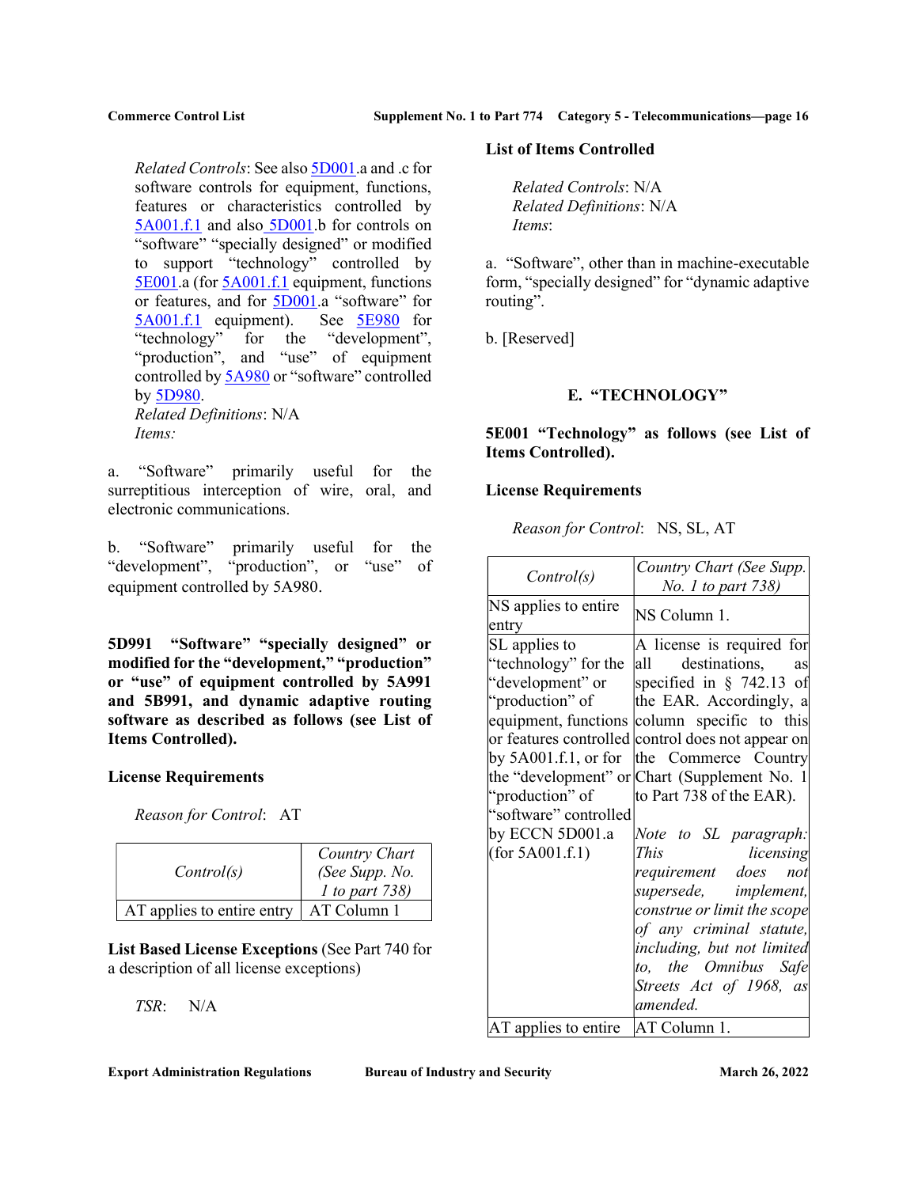*Related Controls*: See also 5D001.a and .c for software controls for equipment, functions, features or characteristics controlled by 5A001.f.1 and also 5D001.b for controls on "software" "specially designed" or modified to support "technology" controlled by 5E001.a (for 5A001.f.1 equipment, functions or features, and for 5D001.a "software" for 5A001.f.1 equipment). See 5E980 for "technology" for the "development", "production", and "use" of equipment controlled by 5A980 or "software" controlled by 5D980.
*Related Definitions*: N/A
*Items:*

a. "Software" primarily useful for the surreptitious interception of wire, oral, and electronic communications.

b. "Software" primarily useful for the "development", "production", or "use" of equipment controlled by 5A980.

**5D991 "Software" "specially designed" or modified for the "development," "production" or "use" of equipment controlled by 5A991 and 5B991, and dynamic adaptive routing software as described as follows (see List of Items Controlled).**

**License Requirements**

*Reason for Control*: AT

| *Control(s)* | *Country Chart (See Supp. No. 1 to part 738)* |
|---|---|
| AT applies to entire entry | AT Column 1 |

**List Based License Exceptions** (See Part 740 for a description of all license exceptions)

*TSR*: N/A

**List of Items Controlled**

*Related Controls*: N/A
*Related Definitions*: N/A
*Items*:

a. "Software", other than in machine-executable form, "specially designed" for "dynamic adaptive routing".

b. [Reserved]

## E. "TECHNOLOGY"

**5E001 "Technology" as follows (see List of Items Controlled).**

**License Requirements**

*Reason for Control*: NS, SL, AT

| *Control(s)* | *Country Chart (See Supp. No. 1 to part 738)* |
|---|---|
| NS applies to entire entry | NS Column 1. |
| SL applies to "technology" for the "development" or "production" of equipment, functions or features controlled by 5A001.f.1, or for the "development" or "production" of "software" controlled by ECCN 5D001.a (for 5A001.f.1) | A license is required for all destinations, as specified in § 742.13 of the EAR. Accordingly, a column specific to this control does not appear on the Commerce Country Chart (Supplement No. 1 to Part 738 of the EAR). *Note to SL paragraph: This licensing requirement does not supersede, implement, construe or limit the scope of any criminal statute, including, but not limited to, the Omnibus Safe Streets Act of 1968, as amended.* |
| AT applies to entire | AT Column 1. |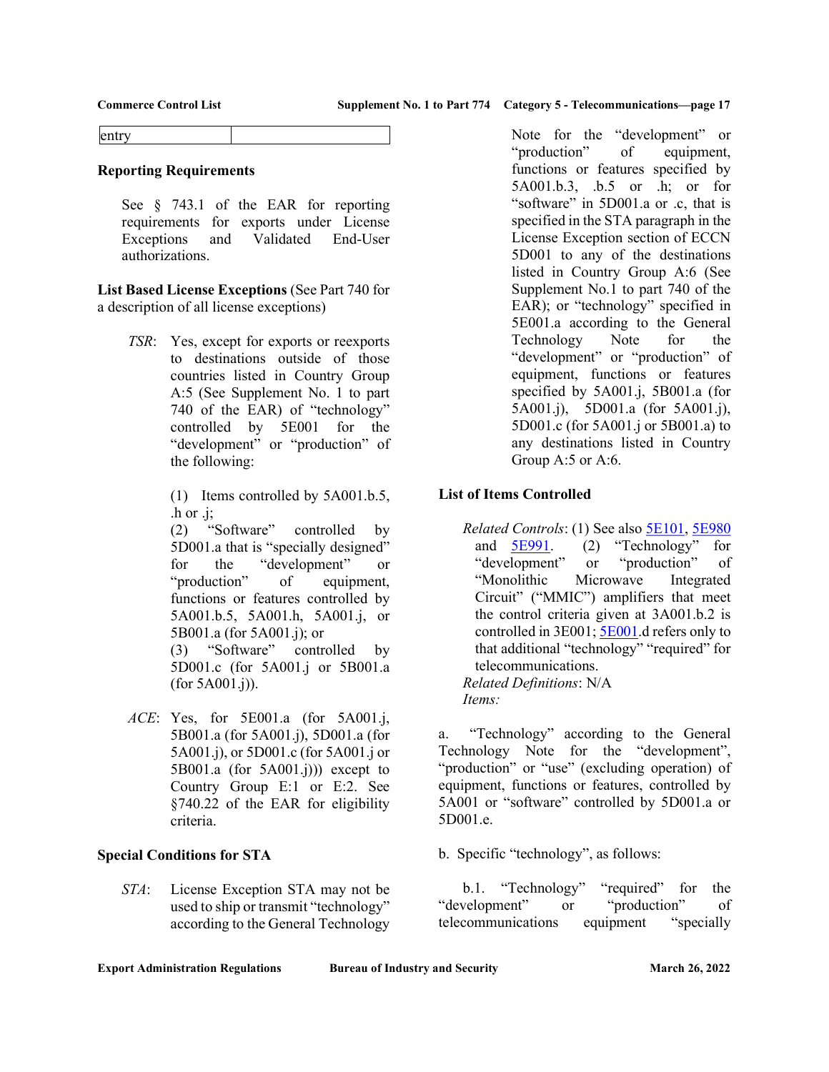| entry | |
|---|---|

**Reporting Requirements**

See § 743.1 of the EAR for reporting requirements for exports under License Exceptions and Validated End-User authorizations.

**List Based License Exceptions** (See Part 740 for a description of all license exceptions)

*TSR*: Yes, except for exports or reexports to destinations outside of those countries listed in Country Group A:5 (See Supplement No. 1 to part 740 of the EAR) of "technology" controlled by 5E001 for the "development" or "production" of the following:

(1) Items controlled by 5A001.b.5, .h or .j;
(2) "Software" controlled by 5D001.a that is "specially designed" for the "development" or "production" of equipment, functions or features controlled by 5A001.b.5, 5A001.h, 5A001.j, or 5B001.a (for 5A001.j); or
(3) "Software" controlled by 5D001.c (for 5A001.j or 5B001.a (for 5A001.j)).

*ACE*: Yes, for 5E001.a (for 5A001.j, 5B001.a (for 5A001.j), 5D001.a (for 5A001.j), or 5D001.c (for 5A001.j or 5B001.a (for 5A001.j))) except to Country Group E:1 or E:2. See §740.22 of the EAR for eligibility criteria.

**Special Conditions for STA**

*STA*: License Exception STA may not be used to ship or transmit "technology" according to the General Technology Note for the "development" or "production" of equipment, functions or features specified by 5A001.b.3, .b.5 or .h; or for "software" in 5D001.a or .c, that is specified in the STA paragraph in the License Exception section of ECCN 5D001 to any of the destinations listed in Country Group A:6 (See Supplement No.1 to part 740 of the EAR); or "technology" specified in 5E001.a according to the General Technology Note for the "development" or "production" of equipment, functions or features specified by 5A001.j, 5B001.a (for 5A001.j), 5D001.a (for 5A001.j), 5D001.c (for 5A001.j or 5B001.a) to any destinations listed in Country Group A:5 or A:6.

**List of Items Controlled**

*Related Controls*: (1) See also 5E101, 5E980 and 5E991. (2) "Technology" for "development" or "production" of "Monolithic Microwave Integrated Circuit" ("MMIC") amplifiers that meet the control criteria given at 3A001.b.2 is controlled in 3E001; 5E001.d refers only to that additional "technology" "required" for telecommunications.
*Related Definitions*: N/A
*Items:*

a. "Technology" according to the General Technology Note for the "development", "production" or "use" (excluding operation) of equipment, functions or features, controlled by 5A001 or "software" controlled by 5D001.a or 5D001.e.

b. Specific "technology", as follows:

b.1. "Technology" "required" for the "development" or "production" of telecommunications equipment "specially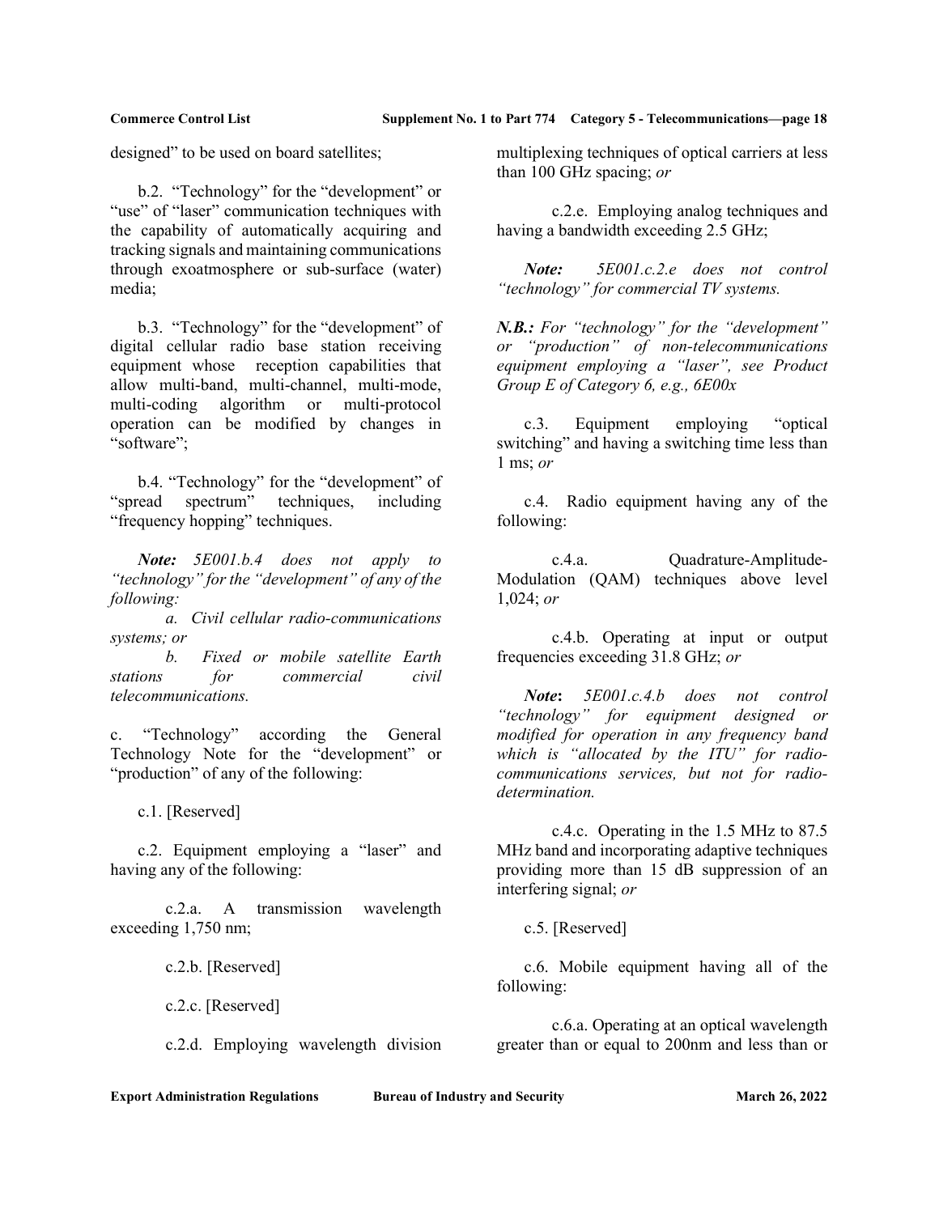designed" to be used on board satellites;

b.2. "Technology" for the "development" or "use" of "laser" communication techniques with the capability of automatically acquiring and tracking signals and maintaining communications through exoatmosphere or sub-surface (water) media;

b.3. "Technology" for the "development" of digital cellular radio base station receiving equipment whose reception capabilities that allow multi-band, multi-channel, multi-mode, multi-coding algorithm or multi-protocol operation can be modified by changes in "software";

b.4. "Technology" for the "development" of "spread spectrum" techniques, including "frequency hopping" techniques.

***Note:*** *5E001.b.4 does not apply to "technology" for the "development" of any of the following:*

*a. Civil cellular radio-communications systems; or*

*b. Fixed or mobile satellite Earth stations for commercial civil telecommunications.*

c. "Technology" according the General Technology Note for the "development" or "production" of any of the following:

c.1. [Reserved]

c.2. Equipment employing a "laser" and having any of the following:

c.2.a. A transmission wavelength exceeding 1,750 nm;

c.2.b. [Reserved]

c.2.c. [Reserved]

c.2.d. Employing wavelength division multiplexing techniques of optical carriers at less than 100 GHz spacing; *or*

c.2.e. Employing analog techniques and having a bandwidth exceeding 2.5 GHz;

***Note:*** *5E001.c.2.e does not control "technology" for commercial TV systems.*

***N.B.:*** *For "technology" for the "development" or "production" of non-telecommunications equipment employing a "laser", see Product Group E of Category 6, e.g., 6E00x*

c.3. Equipment employing "optical switching" and having a switching time less than 1 ms; *or*

c.4. Radio equipment having any of the following:

c.4.a. Quadrature-Amplitude-Modulation (QAM) techniques above level 1,024; *or*

c.4.b. Operating at input or output frequencies exceeding 31.8 GHz; *or*

***Note:*** *5E001.c.4.b does not control "technology" for equipment designed or modified for operation in any frequency band which is "allocated by the ITU" for radio-communications services, but not for radio-determination.*

c.4.c. Operating in the 1.5 MHz to 87.5 MHz band and incorporating adaptive techniques providing more than 15 dB suppression of an interfering signal; *or*

c.5. [Reserved]

c.6. Mobile equipment having all of the following:

c.6.a. Operating at an optical wavelength greater than or equal to 200nm and less than or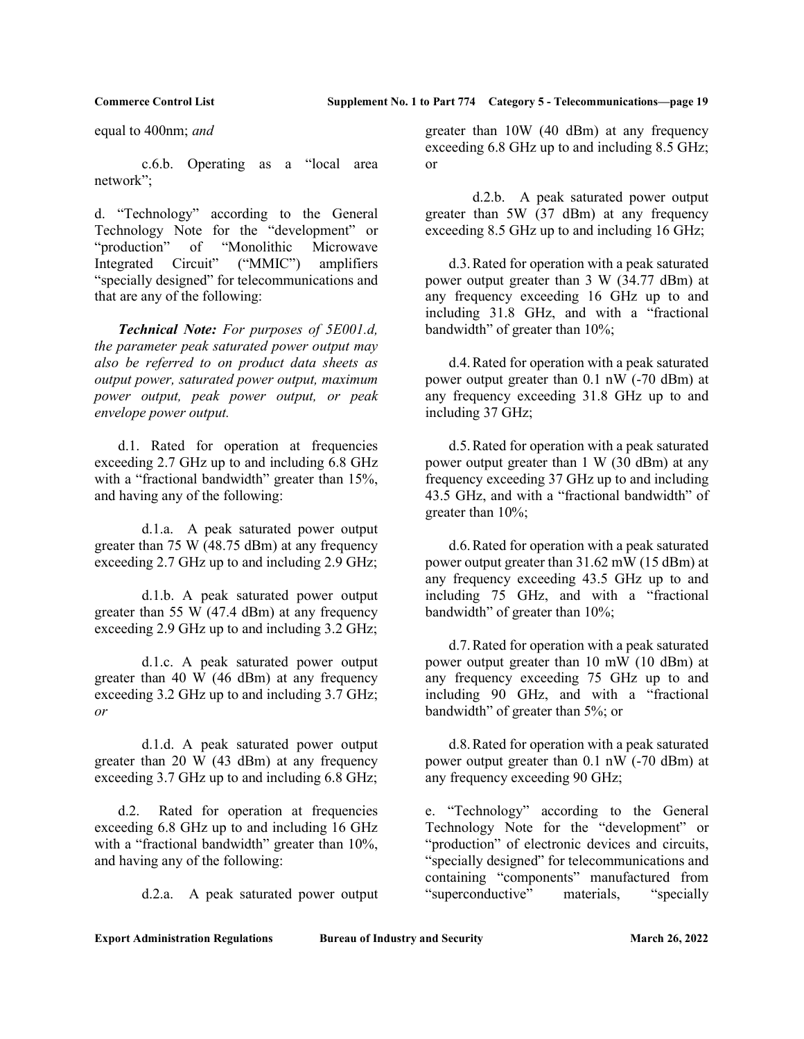equal to 400nm; *and*

c.6.b. Operating as a “local area network”;

d. “Technology” according to the General Technology Note for the “development” or “production” of “Monolithic Microwave Integrated Circuit” (“MMIC”) amplifiers “specially designed” for telecommunications and that are any of the following:

***Technical Note:*** *For purposes of 5E001.d, the parameter peak saturated power output may also be referred to on product data sheets as output power, saturated power output, maximum power output, peak power output, or peak envelope power output.*

d.1. Rated for operation at frequencies exceeding 2.7 GHz up to and including 6.8 GHz with a “fractional bandwidth” greater than 15%, and having any of the following:

d.1.a. A peak saturated power output greater than 75 W (48.75 dBm) at any frequency exceeding 2.7 GHz up to and including 2.9 GHz;

d.1.b. A peak saturated power output greater than 55 W (47.4 dBm) at any frequency exceeding 2.9 GHz up to and including 3.2 GHz;

d.1.c. A peak saturated power output greater than 40 W (46 dBm) at any frequency exceeding 3.2 GHz up to and including 3.7 GHz; *or*

d.1.d. A peak saturated power output greater than 20 W (43 dBm) at any frequency exceeding 3.7 GHz up to and including 6.8 GHz;

d.2. Rated for operation at frequencies exceeding 6.8 GHz up to and including 16 GHz with a “fractional bandwidth” greater than 10%, and having any of the following:

d.2.a. A peak saturated power output greater than 10W (40 dBm) at any frequency exceeding 6.8 GHz up to and including 8.5 GHz; or

d.2.b. A peak saturated power output greater than 5W (37 dBm) at any frequency exceeding 8.5 GHz up to and including 16 GHz;

d.3. Rated for operation with a peak saturated power output greater than 3 W (34.77 dBm) at any frequency exceeding 16 GHz up to and including 31.8 GHz, and with a “fractional bandwidth” of greater than 10%;

d.4. Rated for operation with a peak saturated power output greater than 0.1 nW (-70 dBm) at any frequency exceeding 31.8 GHz up to and including 37 GHz;

d.5. Rated for operation with a peak saturated power output greater than 1 W (30 dBm) at any frequency exceeding 37 GHz up to and including 43.5 GHz, and with a “fractional bandwidth” of greater than 10%;

d.6. Rated for operation with a peak saturated power output greater than 31.62 mW (15 dBm) at any frequency exceeding 43.5 GHz up to and including 75 GHz, and with a “fractional bandwidth” of greater than 10%;

d.7. Rated for operation with a peak saturated power output greater than 10 mW (10 dBm) at any frequency exceeding 75 GHz up to and including 90 GHz, and with a “fractional bandwidth” of greater than 5%; or

d.8. Rated for operation with a peak saturated power output greater than 0.1 nW (-70 dBm) at any frequency exceeding 90 GHz;

e. “Technology” according to the General Technology Note for the “development” or “production” of electronic devices and circuits, “specially designed” for telecommunications and containing “components” manufactured from “superconductive” materials, “specially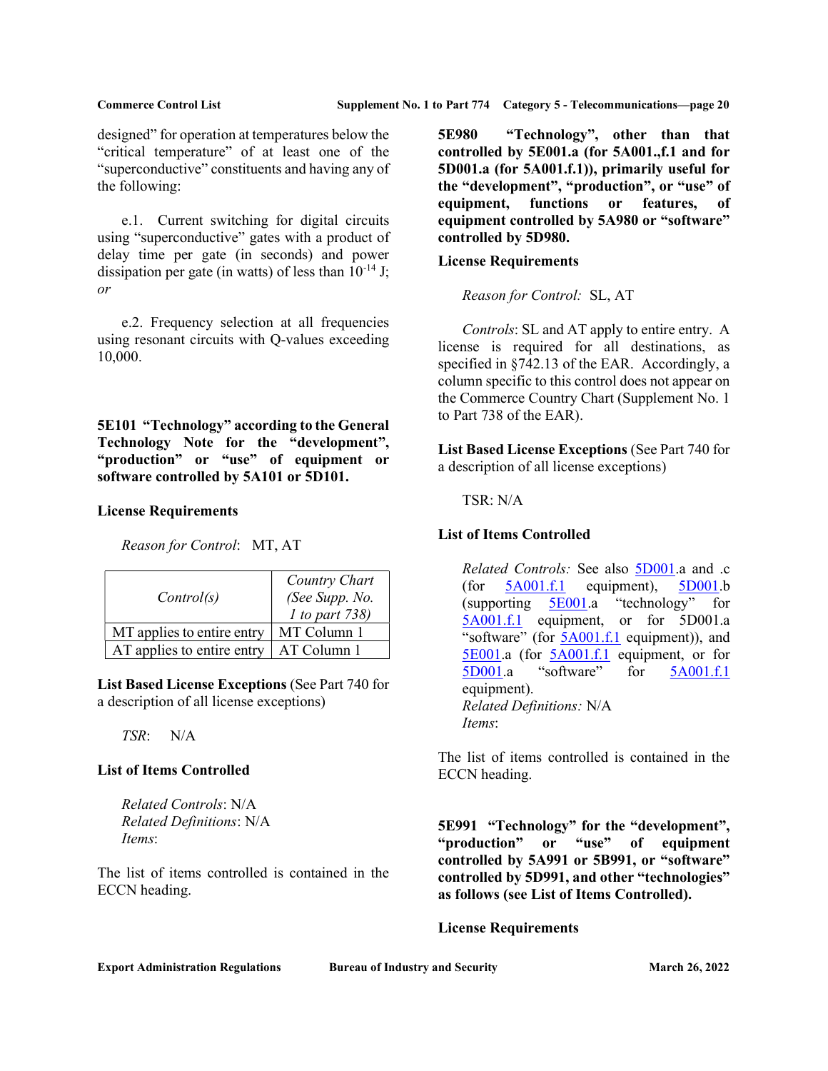designed" for operation at temperatures below the "critical temperature" of at least one of the "superconductive" constituents and having any of the following:

e.1. Current switching for digital circuits using "superconductive" gates with a product of delay time per gate (in seconds) and power dissipation per gate (in watts) of less than $10^{-14}$ J; *or*

e.2. Frequency selection at all frequencies using resonant circuits with Q-values exceeding 10,000.

**5E101 "Technology" according to the General Technology Note for the "development", "production" or "use" of equipment or software controlled by 5A101 or 5D101.**

**License Requirements**

*Reason for Control*: MT, AT

| *Control(s)* | *Country Chart (See Supp. No. 1 to part 738)* |
|---|---|
| MT applies to entire entry | MT Column 1 |
| AT applies to entire entry | AT Column 1 |

**List Based License Exceptions** (See Part 740 for a description of all license exceptions)

*TSR*: N/A

**List of Items Controlled**

*Related Controls*: N/A
*Related Definitions*: N/A
*Items*:

The list of items controlled is contained in the ECCN heading.

**5E980 "Technology", other than that controlled by 5E001.a (for 5A001.,f.1 and for 5D001.a (for 5A001.f.1)), primarily useful for the "development", "production", or "use" of equipment, functions or features, of equipment controlled by 5A980 or "software" controlled by 5D980.**

**License Requirements**

*Reason for Control:* SL, AT

*Controls*: SL and AT apply to entire entry. A license is required for all destinations, as specified in §742.13 of the EAR. Accordingly, a column specific to this control does not appear on the Commerce Country Chart (Supplement No. 1 to Part 738 of the EAR).

**List Based License Exceptions** (See Part 740 for a description of all license exceptions)

TSR: N/A

**List of Items Controlled**

*Related Controls:* See also 5D001.a and .c (for 5A001.f.1 equipment), 5D001.b (supporting 5E001.a "technology" for 5A001.f.1 equipment, or for 5D001.a "software" (for 5A001.f.1 equipment)), and 5E001.a (for 5A001.f.1 equipment, or for 5D001.a "software" for 5A001.f.1 equipment).
*Related Definitions:* N/A
*Items*:

The list of items controlled is contained in the ECCN heading.

**5E991 "Technology" for the "development", "production" or "use" of equipment controlled by 5A991 or 5B991, or "software" controlled by 5D991, and other "technologies" as follows (see List of Items Controlled).**

**License Requirements**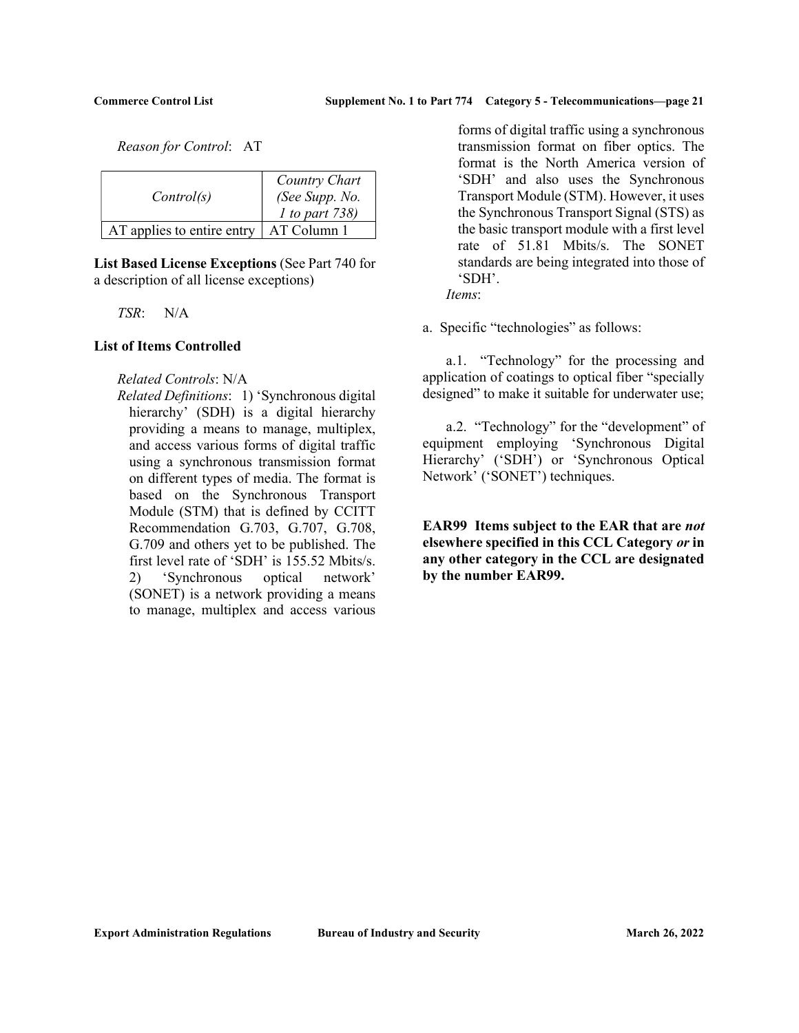*Reason for Control*: AT

| *Control(s)* | *Country Chart (See Supp. No. 1 to part 738)* |
|---|---|
| AT applies to entire entry | AT Column 1 |

**List Based License Exceptions** (See Part 740 for a description of all license exceptions)

*TSR*: N/A

**List of Items Controlled**

*Related Controls*: N/A

*Related Definitions*: 1) 'Synchronous digital hierarchy' (SDH) is a digital hierarchy providing a means to manage, multiplex, and access various forms of digital traffic using a synchronous transmission format on different types of media. The format is based on the Synchronous Transport Module (STM) that is defined by CCITT Recommendation G.703, G.707, G.708, G.709 and others yet to be published. The first level rate of 'SDH' is 155.52 Mbits/s. 2) 'Synchronous optical network' (SONET) is a network providing a means to manage, multiplex and access various forms of digital traffic using a synchronous transmission format on fiber optics. The format is the North America version of 'SDH' and also uses the Synchronous Transport Module (STM). However, it uses the Synchronous Transport Signal (STS) as the basic transport module with a first level rate of 51.81 Mbits/s. The SONET standards are being integrated into those of 'SDH'.

*Items*:

a. Specific "technologies" as follows:

a.1. "Technology" for the processing and application of coatings to optical fiber "specially designed" to make it suitable for underwater use;

a.2. "Technology" for the "development" of equipment employing 'Synchronous Digital Hierarchy' ('SDH') or 'Synchronous Optical Network' ('SONET') techniques.

**EAR99 Items subject to the EAR that are *not* elsewhere specified in this CCL Category *or* in any other category in the CCL are designated by the number EAR99.**